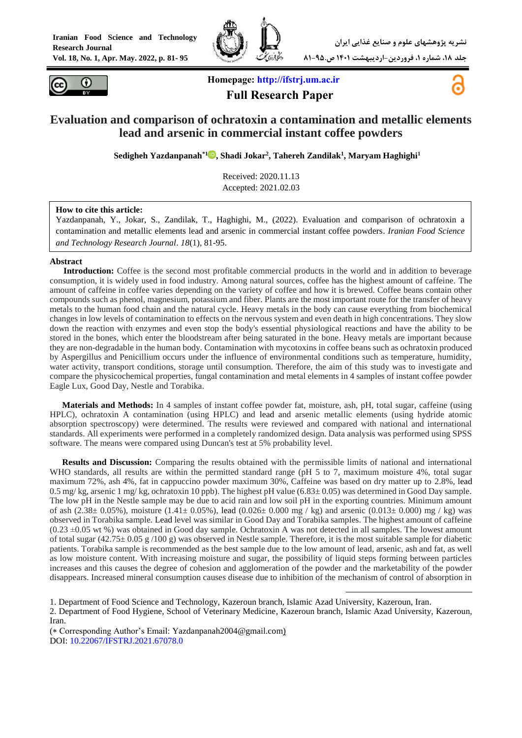Homepage: http://ifstrj.um.ac.ir

**Full Research Paper**

# Evaluation and comparison of ochratoxin a contamination and metallic elements lead and arsenic in commercial instant coffee powders

**Sedigheh Yazdanpanah*[1], Shadi Jokar[2], Tahereh Zandilak[1], Maryam Haghighi[1]**

Received: 2020.11.13
Accepted: 2021.02.03

**How to cite this article:**
Yazdanpanah, Y., Jokar, S., Zandilak, T., Haghighi, M., (2022). Evaluation and comparison of ochratoxin a contamination and metallic elements lead and arsenic in commercial instant coffee powders. *Iranian Food Science and Technology Research Journal*. *18*(1), 81-95.

## Abstract

**Introduction:** Coffee is the second most profitable commercial products in the world and in addition to beverage consumption, it is widely used in food industry. Among natural sources, coffee has the highest amount of caffeine. The amount of caffeine in coffee varies depending on the variety of coffee and how it is brewed. Coffee beans contain other compounds such as phenol, magnesium, potassium and fiber. Plants are the most important route for the transfer of heavy metals to the human food chain and the natural cycle. Heavy metals in the body can cause everything from biochemical changes in low levels of contamination to effects on the nervous system and even death in high concentrations. They slow down the reaction with enzymes and even stop the body's essential physiological reactions and have the ability to be stored in the bones, which enter the bloodstream after being saturated in the bone. Heavy metals are important because they are non-degradable in the human body. Contamination with mycotoxins in coffee beans such as ochratoxin produced by Aspergillus and Penicillium occurs under the influence of environmental conditions such as temperature, humidity, water activity, transport conditions, storage until consumption. Therefore, the aim of this study was to investigate and compare the physicochemical properties, fungal contamination and metal elements in 4 samples of instant coffee powder Eagle Lux, Good Day, Nestle and Torabika.

**Materials and Methods:** In 4 samples of instant coffee powder fat, moisture, ash, pH, total sugar, caffeine (using HPLC), ochratoxin A contamination (using HPLC) and lead and arsenic metallic elements (using hydride atomic absorption spectroscopy) were determined. The results were reviewed and compared with national and international standards. All experiments were performed in a completely randomized design. Data analysis was performed using SPSS software. The means were compared using Duncan's test at 5% probability level.

**Results and Discussion:** Comparing the results obtained with the permissible limits of national and international WHO standards, all results are within the permitted standard range (pH 5 to 7, maximum moisture 4%, total sugar maximum 72%, ash 4%, fat in cappuccino powder maximum 30%, Caffeine was based on dry matter up to 2.8%, lead 0.5 mg/ kg, arsenic 1 mg/ kg, ochratoxin 10 ppb). The highest pH value (6.83± 0.05) was determined in Good Day sample. The low pH in the Nestle sample may be due to acid rain and low soil pH in the exporting countries. Minimum amount of ash (2.38± 0.05%), moisture (1.41± 0.05%), lead (0.026± 0.000 mg / kg) and arsenic (0.013± 0.000) mg / kg) was observed in Torabika sample. Lead level was similar in Good Day and Torabika samples. The highest amount of caffeine (0.23 ±0.05 wt %) was obtained in Good day sample. Ochratoxin A was not detected in all samples. The lowest amount of total sugar (42.75± 0.05 g /100 g) was observed in Nestle sample. Therefore, it is the most suitable sample for diabetic patients. Torabika sample is recommended as the best sample due to the low amount of lead, arsenic, ash and fat, as well as low moisture content. With increasing moisture and sugar, the possibility of liquid steps forming between particles increases and this causes the degree of cohesion and agglomeration of the powder and the marketability of the powder disappears. Increased mineral consumption causes disease due to inhibition of the mechanism of control of absorption in

---

1. Department of Food Science and Technology, Kazeroun branch, Islamic Azad University, Kazeroun, Iran.
2. Department of Food Hygiene, School of Veterinary Medicine, Kazeroun branch, Islamic Azad University, Kazeroun, Iran.

(* Corresponding Author's Email: Yazdanpanah2004@gmail.com)
DOI: 10.22067/IFSTRJ.2021.67078.0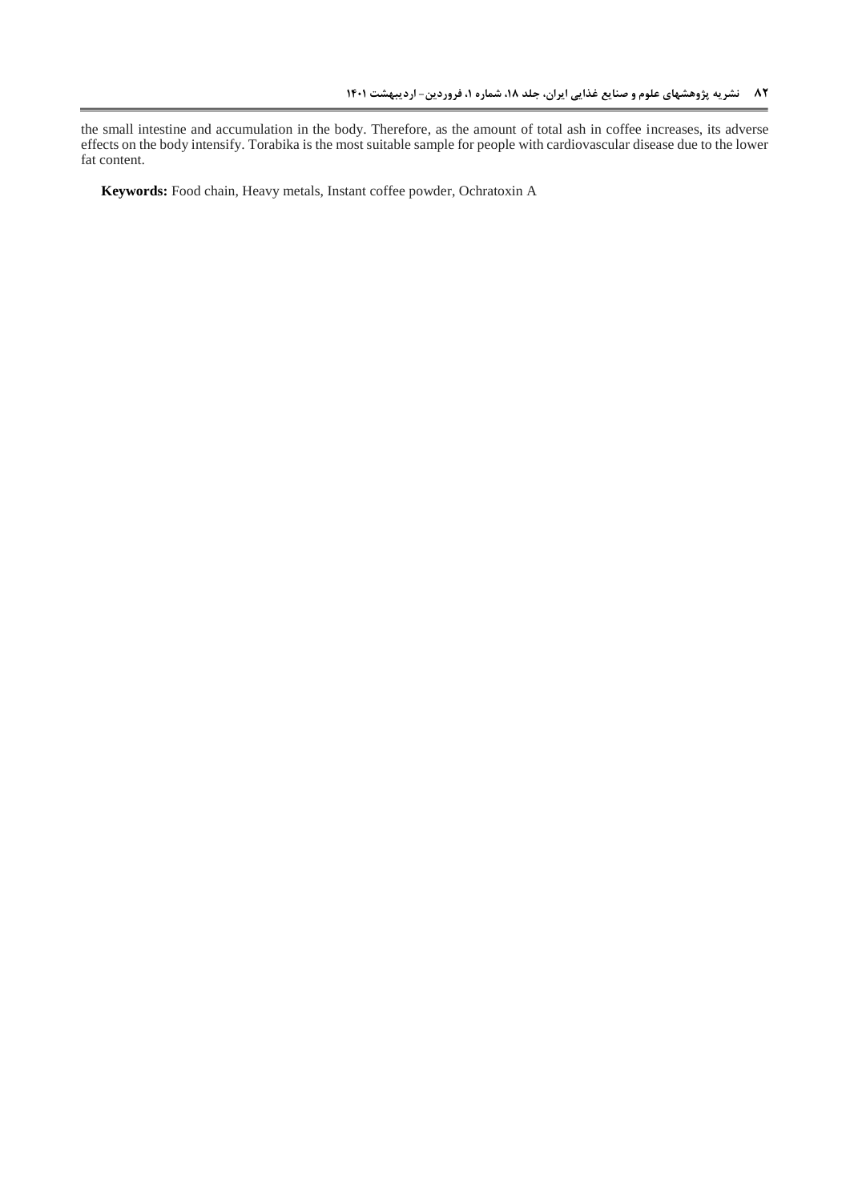the small intestine and accumulation in the body. Therefore, as the amount of total ash in coffee increases, its adverse effects on the body intensify. Torabika is the most suitable sample for people with cardiovascular disease due to the lower fat content.

**Keywords:** Food chain, Heavy metals, Instant coffee powder, Ochratoxin A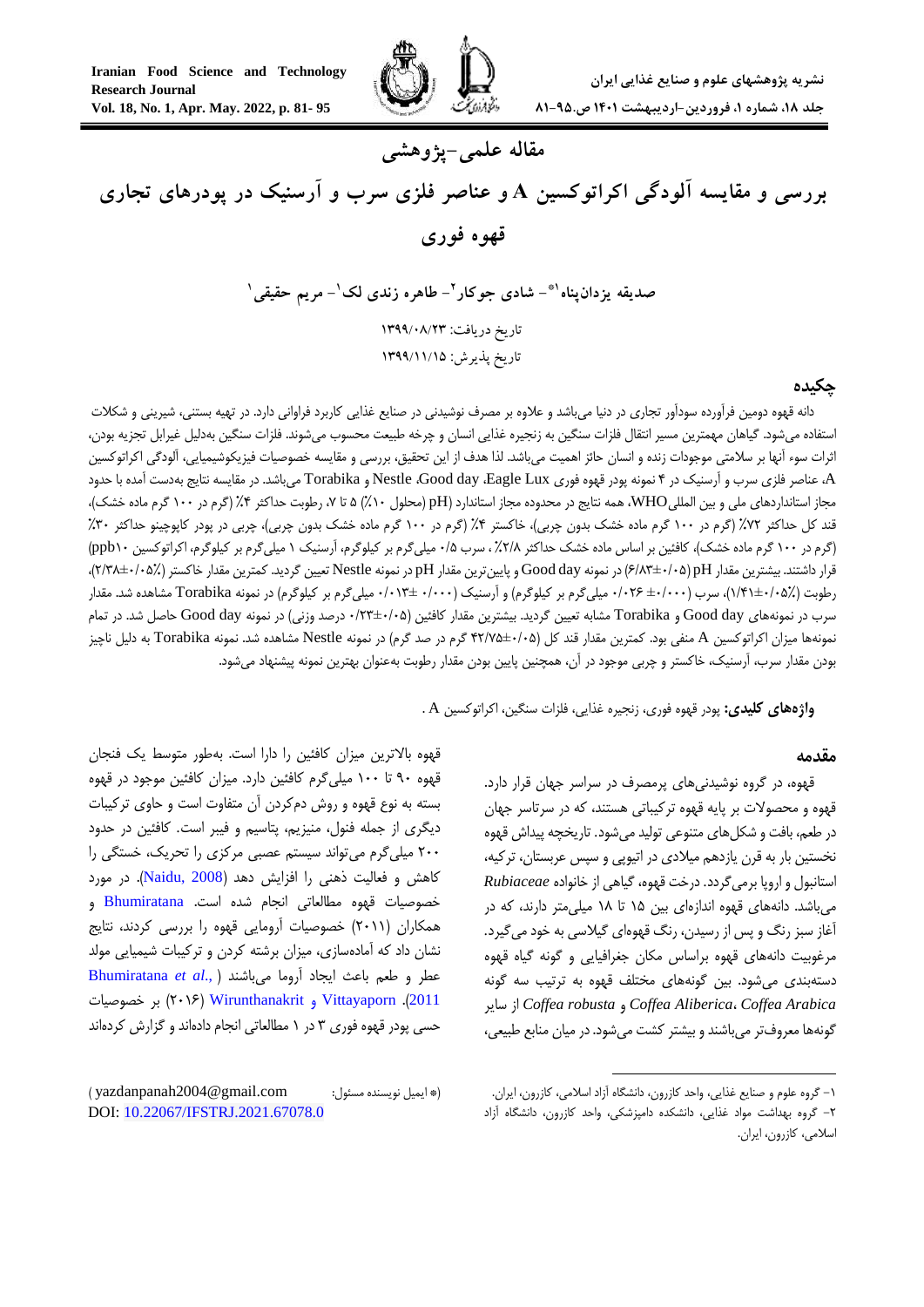مقاله علمی-پژوهشی

# بررسی و مقایسه آلودگی اکراتوکسین A و عناصر فلزی سرب و آرسنیک در پودرهای تجاری قهوه فوری

صدیقه یزدان‌پناه[1*]- شادی جوکار[2]- طاهره زندی لک[1]- مریم حقیقی[1]

تاریخ دریافت: ۱۳۹۹/۰۸/۲۳

تاریخ پذیرش: ۱۳۹۹/۱۱/۱۵

## چکیده

دانه قهوه دومین فرآورده سودآور تجاری در دنیا می‌باشد و علاوه بر مصرف نوشیدنی در صنایع غذایی کاربرد فراوانی دارد. در تهیه بستنی، شیرینی و شکلات استفاده می‌شود. گیاهان مهمترین مسیر انتقال فلزات سنگین به زنجیره غذایی انسان و چرخه طبیعت محسوب می‌شوند. فلزات سنگین به‌دلیل غیرابل تجزیه بودن، اثرات سوء آنها بر سلامتی موجودات زنده و انسان حائز اهمیت می‌باشد. لذا هدف از این تحقیق، بررسی و مقایسه خصوصیات فیزیکوشیمیایی، آلودگی اکراتوکسین A، عناصر فلزی سرب و آرسنیک در ۴ نمونه پودر قهوه فوری Eagle Lux، Good day، Nestle و Torabika می‌باشد. در مقایسه نتایج به‌دست آمده با حدود مجاز استانداردهای ملی و بین المللیWHO، همه نتایج در محدوده مجاز استاندارد pH (محلول ۱۰٪) ۵ تا ۷، رطوبت حداکثر ۴٪ (گرم در ۱۰۰ گرم ماده خشک)، قند کل حداکثر ۷۲٪ (گرم در ۱۰۰ گرم ماده خشک بدون چربی)، خاکستر ۴٪ (گرم در ۱۰۰ گرم ماده خشک بدون چربی)، چربی در پودر کاپوچینو حداکثر ۳۰٪ (گرم در ۱۰۰ گرم ماده خشک)، کافئین بر اساس ماده خشک حداکثر ۲/۸٪، سرب ۰/۵ میلی‌گرم بر کیلوگرم، آرسنیک ۱ میلی‌گرم بر کیلوگرم، اکراتوکسین ۱۰ppb) قرار داشتند. بیشترین مقدار pH (۰/۰۵±۶/۸۳) در نمونه Good day و پایین‌ترین مقدار pH در نمونه Nestle تعیین گردید. کمترین مقدار خاکستر (۰/۰۵٪±۲/۳۸)، رطوبت (۰/۰۵٪±۱/۴۱)، سرب (۰/۰۰۰± ۰/۰۲۶ میلی‌گرم بر کیلوگرم) و آرسنیک (۰/۰۰۰± ۰/۰۱۳ میلی‌گرم بر کیلوگرم) در نمونه Torabika مشاهده شد. مقدار سرب در نمونه‌های Good day و Torabika مشابه تعیین گردید. بیشترین مقدار کافئین (۰/۰۵±۰/۲۳ درصد وزنی) در نمونه Good day حاصل شد. در تمام نمونه‌ها میزان اکراتوکسین A منفی بود. کمترین مقدار قند کل (۰/۰۵±۴۲/۷۵ گرم در صد گرم) در نمونه Nestle مشاهده شد. نمونه Torabika به دلیل ناچیز بودن مقدار سرب، آرسنیک، خاکستر و چربی موجود در آن، همچنین پایین بودن مقدار رطوبت به‌عنوان بهترین نمونه پیشنهاد می‌شود.

**واژه‌های کلیدی:** پودر قهوه فوری، زنجیره غذایی، فلزات سنگین، اکراتوکسین A .

## مقدمه

قهوه، در گروه نوشیدنی‌های پرمصرف در سراسر جهان قرار دارد. قهوه و محصولات بر پایه قهوه ترکیباتی هستند، که در سرتاسر جهان در طعم، بافت و شکل‌های متنوعی تولید می‌شود. تاریخچه پیداش قهوه نخستین بار به قرن یازدهم میلادی در اتیوپی و سپس عربستان، ترکیه، استانبول و اروپا برمی‌گردد. درخت قهوه، گیاهی از خانواده *Rubiaceae* می‌باشد. دانه‌های قهوه اندازه‌ای بین ۱۵ تا ۱۸ میلی‌متر دارند، که در آغاز سبز رنگ و پس از رسیدن، رنگ قهوه‌ای گیلاسی به خود می‌گیرد. مرغوبیت دانه‌های قهوه براساس مکان جغرافیایی و گونه گیاه قهوه دسته‌بندی می‌شود. بین گونه‌های مختلف قهوه به ترتیب سه گونه *Coffea Arabica*، *Coffea Aliberica* و *Coffea robusta* از سایر گونه‌ها معروف‌تر می‌باشند و بیشتر کشت می‌شود. در میان منابع طبیعی، قهوه بالاترین میزان کافئین را دارا است. به‌طور متوسط یک فنجان قهوه ۹۰ تا ۱۰۰ میلی‌گرم کافئین دارد. میزان کافئین موجود در قهوه بسته به نوع قهوه و روش دم‌کردن آن متفاوت است و حاوی ترکیبات دیگری از جمله فنول، منیزیم، پتاسیم و فیبر است. کافئین در حدود ۲۰۰ میلی‌گرم می‌تواند سیستم عصبی مرکزی را تحریک، خستگی را کاهش و فعالیت ذهنی را افزایش دهد (Naidu, 2008). در مورد خصوصیات قهوه مطالعاتی انجام شده است. Bhumiratana و همکاران (۲۰۱۱) خصوصیات آرومایی قهوه را بررسی کردند، نتایج نشان داد که آماده‌سازی، میزان برشته کردن و ترکیبات شیمیایی مولد عطر و طعم باعث ایجاد آروما می‌باشند (Bhumiratana *et al.*, 2011). Vittayaporn و Wirunthanakrit (۲۰۱۶) بر خصوصیات حسی پودر قهوه فوری ۳ در ۱ مطالعاتی انجام داده‌اند و گزارش کرده‌اند

---

۱- گروه علوم و صنایع غذایی، واحد کازرون، دانشگاه آزاد اسلامی، کازرون، ایران.

۲- گروه بهداشت مواد غذایی، دانشکده دامپزشکی، واحد کازرون، دانشگاه آزاد اسلامی، کازرون، ایران.

(* ایمیل نویسنده مسئول: yazdanpanah2004@gmail.com )

DOI: 10.22067/IFSTRJ.2021.67078.0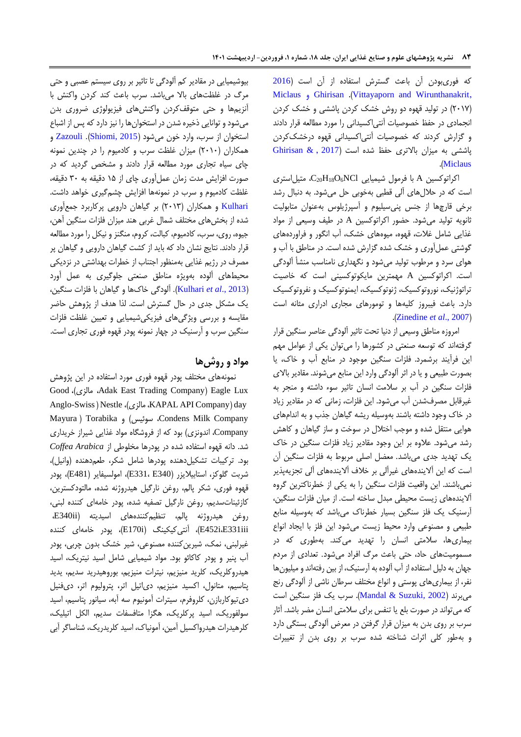که فوری‌بودن آن باعث گسترش استفاده از آن است (Vittayaporn and Wirunthanakrit, 2016). Miclaus و Ghirisan (۲۰۱۷) در تولید قهوه دو روش خشک کردن پاششی و خشک کردن انجمادی در حفظ خصوصیات آنتی‌اکسیدانی را مورد مطالعه قرار دادند و گزارش کردند که خصوصیات آنتی‌اکسیدانی قهوه درخشک‌کردن پاششی به میزان بالاتری حفظ شده است (Ghirisan & Miclaus, 2017).

اکراتوکسین A با فرمول شیمیایی $C_{20}H_{18}O_6NCl$، متیل‌استری است که در حلال‌های آلی قطبی به‌خوبی حل می‌شود. به دنبال رشد برخی قارچ‌ها از جنس پنی‌سیلیوم و آسپرژیلوس به‌عنوان متابولیت ثانویه تولید می‌شود. حضور اکراتوکسین A در طیف وسیعی از مواد غذایی شامل غلات، قهوه، میوه‌های خشک، آب انگور و فراورده‌های گوشتی عمل‌آوری و خشک شده گزارش شده است. در مناطق با آب و هوای سرد و مرطوب تولید می‌شود و نگهداری نامناسب منشأ آلودگی است. اکراتوکسین A مهمترین مایکوتوکسینی است که خاصیت تراتوژنیک، نوروتوکسیک، ژنوتوکسیک، ایمنوتوکسیک و نفروتوکسیک دارد. باعث فیبروز کلیه‌ها و تومورهای مجاری ادراری مثانه است (Zinedine *et al*., 2007).

امروزه مناطق وسیعی از دنیا تحت تاثیر آلودگی عناصر سنگین قرار گرفته‌اند که توسعه صنعتی در کشورها را می‌توان یکی از عوامل مهم این فرآیند برشمرد. فلزات سنگین موجود در منابع آب و خاک، یا بصورت طبیعی و یا در اثر آلودگی وارد این منابع می‌شوند. مقادیر بالای فلزات سنگین در آب بر سلامت انسان تاثیر سوء داشته و منجر به غیرقابل مصرف‌شدن آب می‌شود. این فلزات، زمانی که در مقادیر زیاد در خاک وجود داشته باشند به‌وسیله ریشه گیاهان جذب و به اندام‌های هوایی منتقل شده و موجب اختلال در سوخت و ساز گیاهان و کاهش رشد می‌شود. علاوه بر این وجود مقادیر زیاد فلزات سنگین در خاک یک تهدید جدی می‌باشد. معضل اصلی مربوط به فلزات سنگین آن است که این آلاینده‌های غیرآلی بر خلاف آلاینده‌های آلی تجزیه‌پذیر نمی‌باشند. این واقعیت فلزات سنگین را به یکی از خطرناکترین گروه آلاینده‌های زیست محیطی مبدل ساخته است. از میان فلزات سنگین، آرسنیک یک فلز سنگین بسیار خطرناک می‌باشد که به‌وسیله منابع طبیعی و صنعوی وارد محیط زیست می‌شود این فلز با ایجاد انواع بیماری‌ها، سلامتی انسان را تهدید می‌کند. به‌طوری که در مسمومیت‌های حاد، حتی باعث مرگ افراد می‌شود. تعدادی از مردم جهان به دلیل استفاده از آب آلوده به آرسنیک، از بین رفته‌اند و میلیون‌ها نفر، از بیماری‌های پوستی و انواع مختلف سرطان ناشی از آلودگی رنج می‌برند (Mandal & Suzuki, 2002). سرب یک فلز سنگین است که می‌تواند در صورت بلع یا تنفس برای سلامتی انسان مضر باشد. آثار سرب بر روی بدن به میزان قرار گرفتن در معرض آلودگی بستگی دارد و به‌طور کلی اثرات شناخته شده سرب بر روی بدن از تغییرات بیوشیمیایی در مقادیر کم آلودگی تا تاثیر بر روی سیستم عصبی و حتی مرگ در غلظت‌های بالا می‌باشد. سرب باعث کند کردن واکنش با آنزیم‌ها و حتی متوقف‌کردن واکنش‌های فیزیولوژی ضروری بدن می‌شود و توانایی ذخیره شدن در استخوان‌ها را نیز دارد که پس از اشباع استخوان از سرب، وارد خون می‌شود (Shiomi, 2015). Zazouli و همکاران (۲۰۱۰) میزان غلظت سرب و کادمیوم را در چندین نمونه چای سیاه تجاری مورد مطالعه قرار دادند و مشخص گردید که در صورت افزایش مدت زمان عمل‌آوری چای از ۱۵ دقیقه به ۳۰ دقیقه، غلظت کادمیوم و سرب در نمونه‌ها افزایش چشم‌گیری خواهد داشت. Kulhari و همکاران (۲۰۱۳) بر گیاهان دارویی پرکاربرد جمع‌آوری شده از بخش‌های مختلف شمال غربی هند میزان فلزات سنگین آهن، جیوه، روی، سرب، کادمیوم، کبالت، کروم، منگنز و نیکل را مورد مطالعه قرار دادند. نتایج نشان داد که باید از کشت گیاهان دارویی و گیاهان پر مصرف در رژیم غذایی به‌منظور اجتناب از خطرات بهداشتی در نزدیکی محیط‌های آلوده به‌ویژه مناطق صنعتی جلوگیری به عمل آورد (Kulhari *et al*., 2013). آلودگی خاک‌ها و گیاهان با فلزات سنگین، یک مشکل جدی در حال گسترش است. لذا هدف از پژوهش حاضر مقایسه و بررسی ویژگی‌های فیزیکی‌شیمیایی و تعیین غلظت فلزات سنگین سرب و آرسنیک در چهار نمونه پودر قهوه فوری تجاری است.

## مواد و روش‌ها

نمونه‌های مختلف پودر قهوه فوری مورد استفاده در این پژوهش Good day (Eagle Lux (Adak East Trading Company، مالزی)، Anglo-Swiss ) Nestle (KAPAL API Company، مالزی)، Condens Milk Company، سوئیس) و Mayura ) Torabika Company، اندونزی) بود که از فروشگاه مواد غذایی شیراز خریداری شد. دانه قهوه استفاده شده در پودرها مخلوطی از *Coffea Arabica* بود. ترکیبات تشکیل‌دهنده پودرها شامل شکر، طعم‌دهنده (وانیل)، شربت گلوکز، استابیلایزر (E340 ،E331)، امولسیفایر (E481)، پودر قهوه فوری، شکر پالم، روغن نارگیل هیدروژنه شده، مالتودکسترین، کازئینات‌سدیم، روغن نارگیل تصفیه شده، پودر خامه‌ای کننده لبنی، روغن هیدروژنه پالم، تنظیم‌کننده‌های اسیدیته (E340ii، E452i،E331iii)، آنتی‌کیکینگ (E170i)، پودر خامه‌ای کننده غیرلبنی، نمک، شیرین‌کننده مصنوعی، شیر خشک بدون چربی، پودر آب پنیر و پودر کاکائو بود. مواد شیمیایی شامل اسید نیتریک، اسید هیدروکلریک، کلرید منیزیم، نیترات منیزیم، بوروهیدرید سدیم، یدید پتاسیم، متانول، اکسید منیزیم، دی‌اتیل اتر، پترولیوم اتر، دی‌فنیل دی‌تیوکاربازن، کلروفرم، سیترات آمونیوم سه آبه، سیانور پتاسیم، اسید سولفوریک، اسید پرکلریک، هگزا متافسفات سدیم، الکل اتیلیک، کلرهیدرات هیدروکسیل آمین، آمونیاک، اسید کلریدریک، شناساگر آبی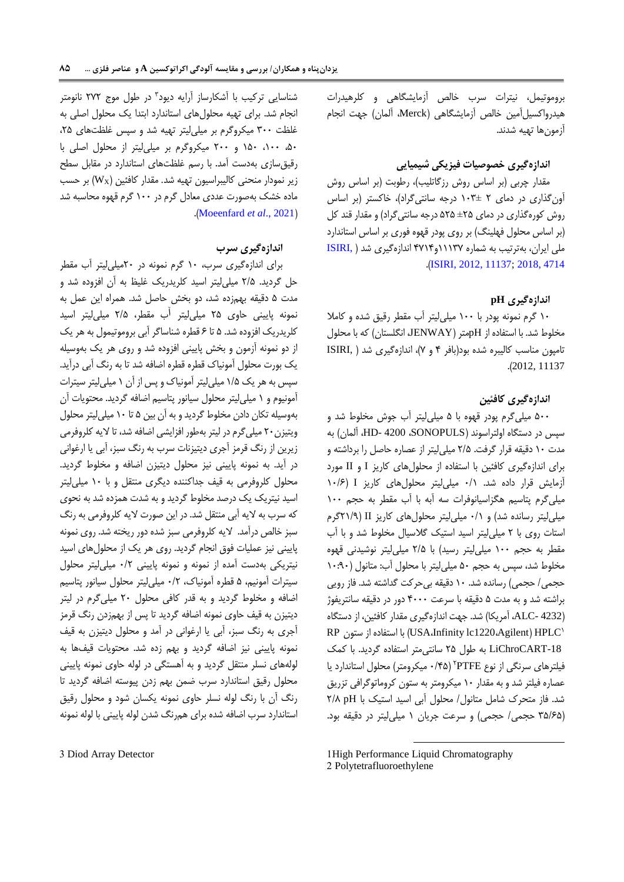بروموتیمل، نیترات سرب خالص آزمایشگاهی و کلرهیدرات هیدروکسیل‌آمین خالص آزمایشگاهی (Merck، آلمان) جهت انجام آزمون‌ها تهیه شدند.

### اندازه‌گیری خصوصیات فیزیکی شیمیایی

مقدار چربی (بر اساس روش رزگاتلیب)، رطوبت (بر اساس روش آون‌گذاری در دمای ۲ ±۱۰۳ درجه سانتی‌گراد)، خاکستر (بر اساس روش کوره‌گذاری در دمای ۲۵± ۵۲۵ درجه سانتی‌گراد) و مقدار قند کل (بر اساس محلول فهلینگ) بر روی پودر قهوه فوری بر اساس استاندارد ملی ایران، به‌ترتیب به شماره ۱۱۱۳۷و۴۷۱۴ اندازه‌گیری شد (ISIRI, 2012, 11137; 2018, 4714).

### اندازه‌گیری pH

۱۰ گرم نمونه پودر با ۱۰۰ میلی‌لیتر آب مقطر رقیق شده و کاملا مخلوط شد. با استفاده از pHمتر (JENWAY انگلستان) که با محلول تامپون مناسب کالیبره شده بود(بافر ۴ و ۷)، اندازه‌گیری شد (ISIRI, 2012, 11137).

### اندازه‌گیری کافئین

۵۰۰ میلی‌گرم پودر قهوه با ۵ میلی‌لیتر آب جوش مخلوط شد و سپس در دستگاه اولتراسوند (SONOPULS، HD- 4200، آلمان) به مدت ۱۰ دقیقه قرار گرفت. ۲/۵ میلی‌لیتر از عصاره حاصل را برداشته و برای اندازه‌گیری کافئین با استفاده از محلول‌های کاریز I و II مورد آزمایش قرار داده شد. ۰/۱ میلی‌لیتر محلول‌های کاریز I (۱۰/۶ میلی‌گرم پتاسیم هگزاسیانوفرات سه آبه با آب مقطر به حجم ۱۰۰ میلی‌لیتر رسانده شد) و ۰/۱ میلی‌لیتر محلول‌های کاریز II (۲۱/۹گرم استات روی با ۲ میلی‌لیتر اسید استیک گلاسیال مخلوط شد و با آب مقطر به حجم ۱۰۰ میلی‌لیتر رسید) با ۲/۵ میلی‌لیتر نوشیدنی قهوه مخلوط شد، سپس به حجم ۵۰ میلی‌لیتر با محلول آب: متانول (۹۰:۱۰ حجمی/ حجمی) رسانده شد. ۱۰ دقیقه بی‌حرکت گذاشته شد. فاز رویی براشته شد و به مدت ۵ دقیقه با سرعت ۴۰۰۰ دور در دقیقه سانتریفوژ (ALC- 4232، آمریکا) شد. جهت اندازه‌گیری مقدار کافئین، از دستگاه HPLC[1] (Agilent، Infinity lc1220، USA) با استفاده از ستون RP LiChroCART-18 به طول ۲۵ سانتی‌متر استفاده گردید. با کمک فیلترهای سرنگی از نوع PTFE[2] (۰/۴۵ میکرومتر) محلول استاندارد یا عصاره فیلتر شد و به مقدار ۱۰ میکرومتر به ستون کروماتوگرافی تزریق شد. فاز متحرک شامل متانول/ محلول آبی اسید استیک با pH ۲/۸ (۳۵/۶۵ حجمی/ حجمی) و سرعت جریان ۱ میلی‌لیتر در دقیقه بود. شناسایی ترکیب با آشکارساز آرایه دیود[3] در طول موج ۲۷۲ نانومتر انجام شد. برای تهیه محلول‌های استاندارد ابتدا یک محلول اصلی به غلظت ۳۰۰ میکروگرم بر میلی‌لیتر تهیه شد و سپس غلظت‌های ۲۵، ۵۰، ۱۰۰، ۱۵۰ و ۲۰۰ میکروگرم بر میلی‌لیتر از محلول اصلی با رقیق‌سازی به‌دست آمد. با رسم غلظت‌های استاندارد در مقابل سطح زیر نمودار منحنی کالیبراسیون تهیه شد. مقدار کافئین ($W_X$) بر حسب ماده خشک به‌صورت عددی معادل گرم در ۱۰۰ گرم قهوه محاسبه شد (Moeenfard *et al*., 2021).

### اندازه‌گیری سرب

برای اندازه‌گیری سرب، ۱۰ گرم نمونه در ۲۰میلی‌لیتر آب مقطر حل گردید. ۲/۵ میلی‌لیتر اسید کلریدریک غلیظ به آن افزوده شد و مدت ۵ دقیقه بهم‌زده شد، دو بخش حاصل شد. همراه این عمل به نمونه پایینی حاوی ۲۵ میلی‌لیتر آب مقطر، ۲/۵ میلی‌لیتر اسید کلریدریک افزوده شد. ۵ تا ۶ قطره شناساگر آبی بروموتیمول به هر یک از دو نمونه آزمون و بخش پایینی افزوده شد و روی هر یک به‌وسیله یک بورت محلول آمونیاک قطره قطره اضافه شد تا به رنگ آبی درآید. سپس به هر یک ۱/۵ میلی‌لیتر آمونیاک و پس از آن ۱ میلی‌لیتر سیترات آمونیوم و ۱ میلی‌لیتر محلول سیانور پتاسیم اضافه گردید. محتویات آن به‌وسیله تکان دادن مخلوط گردید و به آن بین ۵ تا ۱۰ میلی‌لیتر محلول ویتیزن۲۰ میلی‌گرم در لیتر به‌طور افزایشی اضافه شد، تا لایه کلروفرمی زیرین از رنگ قرمز آجری دیتیزنات سرب به رنگ سبز، آبی یا ارغوانی در آید. به نمونه پایینی نیز محلول دیتیزن اضافه و مخلوط گردید. محلول کلروفرمی به قیف جداکننده دیگری منتقل و با ۱۰ میلی‌لیتر اسید نیتریک یک درصد مخلوط گردید و به شدت همزده شد به نحوی که سرب به لایه آبی منتقل شد. در این صورت لایه کلروفرمی به رنگ سبز خالص درآمد. لایه کلروفرمی سبز شده دور ریخته شد. روی نمونه پایینی نیز عملیات فوق انجام گردید. روی هر یک از محلول‌های اسید نیتریکی به‌دست آمده از نمونه و نمونه پایینی ۰/۲ میلی‌لیتر محلول سیترات آمونیم، ۵ قطره آمونیاک، ۰/۲ میلی‌لیتر محلول سیانور پتاسیم اضافه و مخلوط گردید و به قدر کافی محلول ۲۰ میلی‌گرم در لیتر دیتیزن به قیف حاوی نمونه اضافه گردید تا پس از بهم‌زدن رنگ قرمز آجری به رنگ سبز، آبی یا ارغوانی در آمد و محلول دیتیزن به قیف نمونه پایینی نیز اضافه گردید و بهم زده شد. محتویات قیف‌ها به لوله‌های نسلر منتقل گردید و به آهستگی در لوله حاوی نمونه پایینی محلول رقیق استاندارد سرب ضمن بهم زدن پیوسته اضافه گردید تا رنگ آن با رنگ لوله نسلر حاوی نمونه یکسان شود و محلول رقیق استاندارد سرب اضافه شده برای هم‌رنگ شدن لوله پایینی با لوله نمونه

---

1 High Performance Liquid Chromatography
2 Polytetrafluoroethylene
3 Diod Array Detector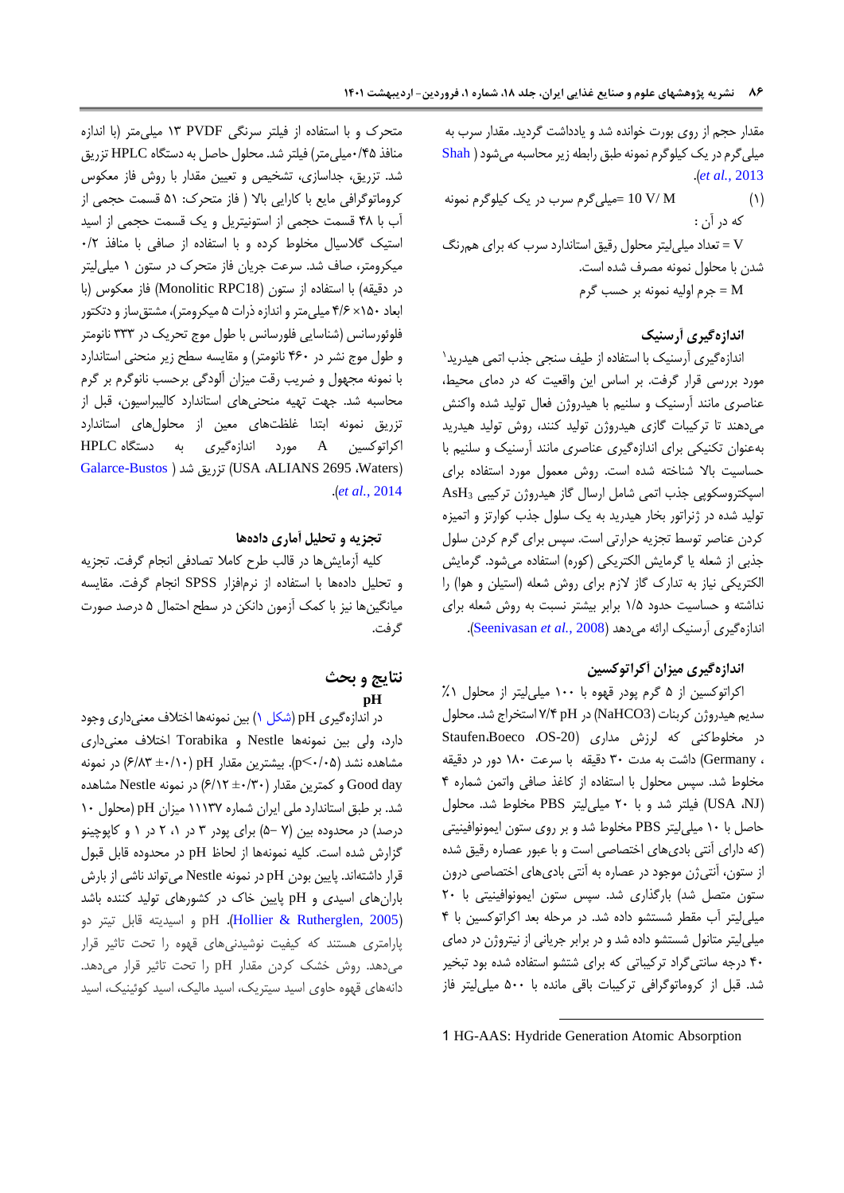مقدار حجم از روی بورت خوانده شد و یادداشت گردید. مقدار سرب به میلی‌گرم در یک کیلوگرم نمونه طبق رابطه زیر محاسبه می‌شود (Shah *et al.*, 2013).

(۱) $10\ V/M$ = میلی‌گرم سرب در یک کیلوگرم نمونه

که در آن :

V = تعداد میلی‌لیتر محلول رقیق استاندارد سرب که برای هم‌رنگ شدن با محلول نمونه مصرف شده است.

M = جرم اولیه نمونه بر حسب گرم

### اندازه‌گیری آرسنیک

اندازه‌گیری آرسنیک با استفاده از طیف سنجی جذب اتمی هیدرید[1] مورد بررسی قرار گرفت. بر اساس این واقعیت که در دمای محیط، عناصری مانند آرسنیک و سلنیم با هیدروژن فعال تولید شده واکنش می‌دهند تا ترکیبات گازی هیدروژن تولید کنند، روش تولید هیدرید به‌عنوان تکنیکی برای اندازه‌گیری عناصری مانند آرسنیک و سلنیم با حساسیت بالا شناخته شده است. روش معمول مورد استفاده برای اسپکتروسکوپی جذب اتمی شامل ارسال گاز هیدروژن ترکیبی $AsH_3$ تولید شده در ژنراتور بخار هیدرید به یک سلول جذب کوارتز و اتمیزه کردن عناصر توسط تجزیه حرارتی است. سپس برای گرم کردن سلول جذبی از شعله یا گرمایش الکتریکی (کوره) استفاده می‌شود. گرمایش الکتریکی نیاز به تدارک گاز لازم برای روش شعله (استیلن و هوا) را نداشته و حساسیت حدود ۱/۵ برابر بیشتر نسبت به روش شعله برای اندازه‌گیری آرسنیک ارائه می‌دهد (Seenivasan *et al.*, 2008).

### اندازه‌گیری میزان آکراتوکسین

اکراتوکسین از ۵ گرم پودر قهوه با ۱۰۰ میلی‌لیتر از محلول ۱٪ سدیم هیدروژن کربنات ($NaHCO_3$) در pH ۷/۴ استخراج شد. محلول در مخلوطکنی که لرزش مداری (OS-20، Boeco، Staufen، Germany) داشت به مدت ۳۰ دقیقه با سرعت ۱۸۰ دور در دقیقه مخلوط شد. سپس محلول با استفاده از کاغذ صافی واتمن شماره ۴ فیلتر شد و با ۲۰ میلی‌لیتر PBS مخلوط شد (NJ، USA). محلول حاصل با ۱۰ میلی‌لیتر PBS مخلوط شد و بر روی ستون ایمونوافینیتی (که دارای آنتی بادی‌های اختصاصی است و با عبور عصاره رقیق شده از ستون، آنتی‌ژن موجود در عصاره به آنتی بادی‌های اختصاصی درون ستون متصل شد) بارگذاری شد. سپس ستون ایمونوافینیتی با ۲۰ میلی‌لیتر آب مقطر شستشو داده شد. در مرحله بعد اکراتوکسین با ۴ میلی‌لیتر متانول شستشو داده شد و در برابر جریانی از نیتروژن در دمای ۴۰ درجه سانتی‌گراد ترکیباتی که برای شتشو استفاده شده بود تبخیر شد. قبل از کروماتوگرافی ترکیبات باقی مانده با ۵۰۰ میلی‌لیتر فاز متحرک و با استفاده از فیلتر سرنگی PVDF ۱۳ میلی‌متر (با اندازه منافذ ۰/۴۵میلی‌متر) فیلتر شد. محلول حاصل به دستگاه HPLC تزریق شد. تزریق، جداسازی، تشخیص و تعیین مقدار با روش فاز معکوس کروماتوگرافی مایع با کارایی بالا ( فاز متحرک: ۵۱ قسمت حجمی از آب با ۴۸ قسمت حجمی از استونیتریل و یک قسمت حجمی از اسید استیک گلاسیال مخلوط کرده و با استفاده از صافی با منافذ ۰/۲ میکرومتر، صاف شد. سرعت جریان فاز متحرک در ستون ۱ میلی‌لیتر در دقیقه) با استفاده از ستون (Monolitic RPC18) فاز معکوس (با ابعاد ۱۵۰× ۴/۶ میلی‌متر و اندازه ذرات ۵ میکرومتر)، مشتق‌ساز و دتکتور فلوئورسانس (شناسایی فلورسانس با طول موج تحریک در ۳۳۳ نانومتر و طول موج نشر در ۴۶۰ نانومتر) و مقایسه سطح زیر منحنی استاندارد با نمونه مجهول و ضریب رقت میزان آلودگی برحسب نانوگرم بر گرم محاسبه شد. جهت تهیه منحنی‌های استاندارد کالیبراسیون، قبل از تزریق نمونه ابتدا غلظت‌های معین از محلول‌های استاندارد اکراتوکسین A مورد اندازه‌گیری به دستگاه HPLC (Waters، ALIANS 2695، USA) تزریق شد (Galarce-Bustos *et al.*, 2014).

### تجزیه و تحلیل آماری داده‌ها

کلیه آزمایش‌ها در قالب طرح کاملا تصادفی انجام گرفت. تجزیه و تحلیل داده‌ها با استفاده از نرم‌افزار SPSS انجام گرفت. مقایسه میانگین‌ها نیز با کمک آزمون دانکن در سطح احتمال ۵ درصد صورت گرفت.

## نتایج و بحث

### pH

در اندازه‌گیری pH (شکل ۱) بین نمونه‌ها اختلاف معنی‌داری وجود دارد، ولی بین نمونه‌های Nestle و Torabika اختلاف معنی‌داری مشاهده نشد ($p<0.05$). بیشترین مقدار pH (۰/۱۰± ۶/۸۳) در نمونه Good day و کمترین مقدار (۰/۳۰± ۶/۱۲) در نمونه Nestle مشاهده شد. بر طبق استاندارد ملی ایران شماره ۱۱۱۳۷ میزان pH (محلول ۱۰ درصد) در محدوده بین (۷ –۵) برای پودر ۳ در ۱، ۲ در ۱ و کاپوچینو گزارش شده است. کلیه نمونه‌ها از لحاظ pH در محدوده قابل قبول قرار داشته‌اند. پایین بودن pH در نمونه Nestle می‌تواند ناشی از بارش باران‌های اسیدی و pH پایین خاک در کشورهای تولید کننده باشد (Hollier & Rutherglen, 2005). pH و اسیدیته قابل تیتر دو پارامتری هستند که کیفیت نوشیدنی‌های قهوه را تحت تاثیر قرار می‌دهند. روش خشک کردن مقدار pH را تحت تاثیر قرار می‌دهد. دانه‌های قهوه حاوی اسید سیتریک، اسید مالیک، اسید کوئینیک، اسید

---

[1] HG-AAS: Hydride Generation Atomic Absorption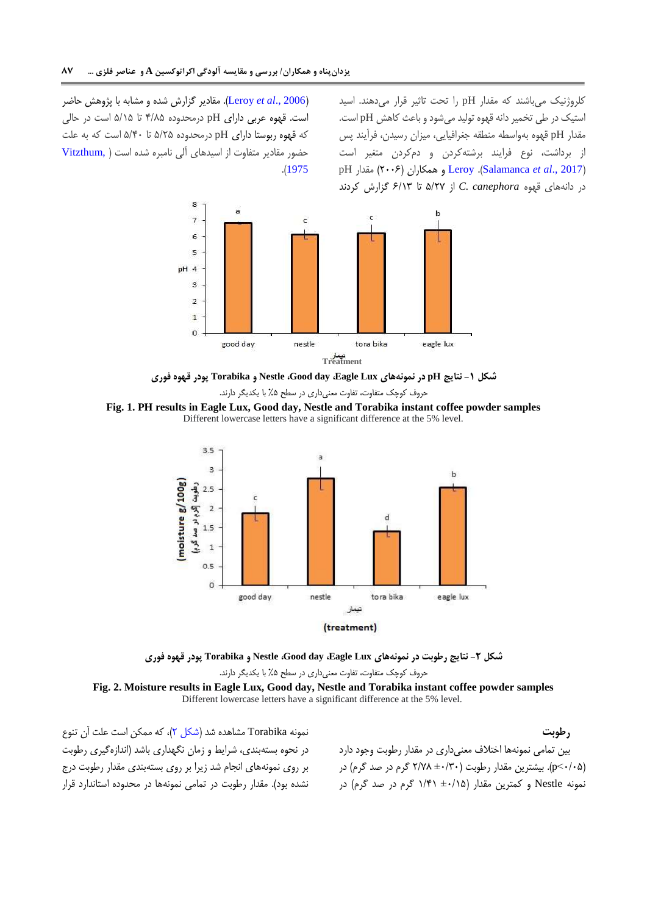کلروژنیک می‌باشند که مقدار pH را تحت تاثیر قرار می‌دهند. اسید استیک در طی تخمیر دانه قهوه تولید می‌شود و باعث کاهش pH است. مقدار pH قهوه به‌واسطه منطقه جغرافیایی، میزان رسیدن، فرآیند پس از برداشت، نوع فرایند برشته‌کردن و دم‌کردن متغیر است (Salamanca *et al*., 2017). Leroy و همکاران (۲۰۰۶) مقدار pH در دانه‌های قهوه *C. canephora* از ۵/۲۷ تا ۶/۱۳ گزارش کردند (Leroy *et al*., 2006). مقادیر گزارش شده و مشابه با پژوهش حاضر است. قهوه عربی دارای pH درمحدوده ۴/۸۵ تا ۵/۱۵ است در حالی که قهوه ربوستا دارای pH درمحدوده ۵/۲۵ تا ۵/۴۰ است که به علت حضور مقادیر متفاوت از اسیدهای آلی نامبرده شده است (Vitzthum, 1975).

شکل ۱- نتایج pH در نمونه‌های Eagle Lux، Good day، Nestle و Torabika پودر قهوه فوری

حروف کوچک متفاوت، تفاوت معنی‌داری در سطح ۵٪ با یکدیگر دارند.

**Fig. 1. PH results in Eagle Lux, Good day, Nestle and Torabika instant coffee powder samples**

Different lowercase letters have a significant difference at the 5% level.

شکل ۲- نتایج رطوبت در نمونه‌های Eagle Lux، Good day، Nestle و Torabika پودر قهوه فوری

حروف کوچک متفاوت، تفاوت معنی‌داری در سطح ۵٪ با یکدیگر دارند.

**Fig. 2. Moisture results in Eagle Lux, Good day, Nestle and Torabika instant coffee powder samples**

Different lowercase letters have a significant difference at the 5% level.

### رطوبت

بین تمامی نمونه‌ها اختلاف معنی‌داری در مقدار رطوبت وجود دارد (p<۰/۰۵). بیشترین مقدار رطوبت (۰/۳۰± ۲/۷۸ گرم در صد گرم) در نمونه Nestle و کمترین مقدار (۰/۱۵± ۱/۴۱ گرم در صد گرم) در نمونه Torabika مشاهده شد (شکل ۲)، که ممکن است علت آن تنوع در نحوه بسته‌بندی، شرایط و زمان نگهداری باشد (اندازه‌گیری رطوبت بر روی نمونه‌های انجام شد زیرا بر روی بسته‌بندی مقدار رطوبت درج نشده بود). مقدار رطوبت در تمامی نمونه‌ها در محدوده استاندارد قرار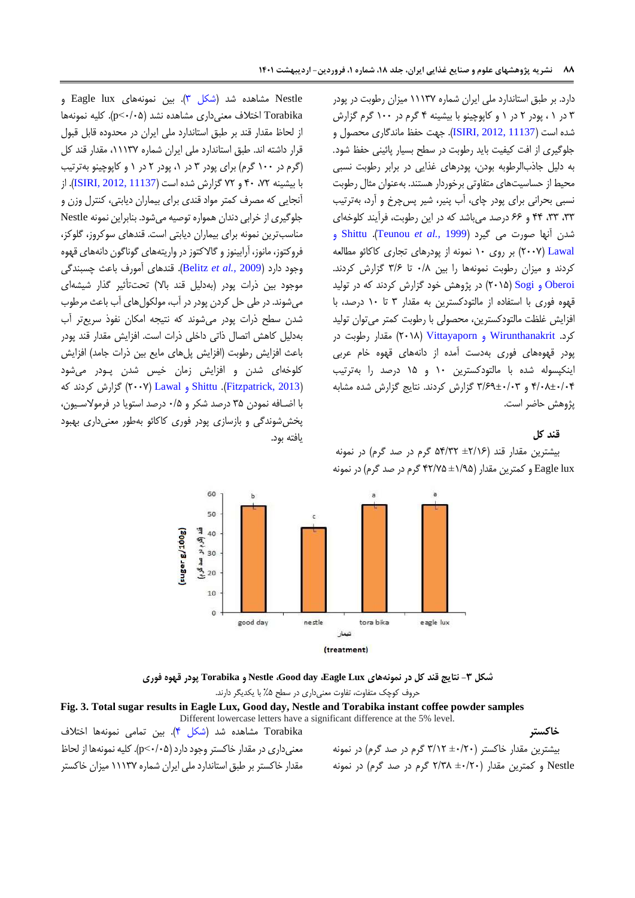دارد. بر طبق استاندارد ملی ایران شماره ۱۱۱۳۷ میزان رطوبت در پودر ۳ در ۱ ، پودر ۲ در ۱ و کاپوچینو با بیشینه ۴ گرم در ۱۰۰ گرم گزارش شده است (ISIRI, 2012, 11137). جهت حفظ ماندگاری محصول و جلوگیری از افت کیفیت باید رطوبت در سطح بسیار پائینی حفظ شود. به دلیل جاذب‌الرطوبه بودن، پودرهای غذایی در برابر رطوبت نسبی محیط از حساسیت‌های متفاوتی برخوردار هستند. به‌عنوان مثال رطوبت نسبی بحرانی برای پودر چای، آب پنیر، شیر پس‌چرخ و آرد، به‌ترتیب ۳۳، ۴۴ و ۶۶ درصد می‌باشد که در این رطوبت، فرآیند کلوخه‌ای شدن آنها صورت می گیرد (Teunou *et al.*, 1999). Shittu و Lawal (۲۰۰۷) بر روی ۱۰ نمونه از پودرهای تجاری کاکائو مطالعه کردند و میزان رطوبت نمونه‌ها را بین ۰/۸ تا ۳/۶ گزارش کردند. Oberoi و Sogi (۲۰۱۵) در پژوهش خود گزارش کردند که در تولید قهوه فوری با استفاده از مالتودکسترین به مقدار ۳ تا ۱۰ درصد، با افزایش غلظت مالتودکسترین، محصولی با رطوبت کمتر می‌توان تولید کرد. Wirunthanakrit و Vittayaporn (۲۰۱۸) مقدار رطوبت در پودر قهوه‌های فوری به‌دست آمده از دانه‌های قهوه خام عربی اینکپسوله شده با مالتودکسترین ۱۰ و ۱۵ درصد را به‌ترتیب ۰/۰۴±۴/۰۸ و ۰/۰۳±۳/۶۹ گزارش کردند. نتایج گزارش شده مشابه پژوهش حاضر است.

### قند کل

بیشترین مقدار قند (۲/۱۶± ۵۴/۳۲ گرم در صد گرم) در نمونه Eagle lux و کمترین مقدار (۱/۹۵± ۴۲/۷۵ گرم در صد گرم) در نمونه Nestle مشاهده شد (شکل ۳). بین نمونه‌های Eagle lux و Torabika اختلاف معنی‌داری مشاهده نشد (p<۰/۰۵). کلیه نمونه‌ها از لحاظ مقدار قند بر طبق استاندارد ملی ایران در محدوده قابل قبول قرار داشته اند. طبق استاندارد ملی ایران شماره ۱۱۱۳۷، مقدار قند کل (گرم در ۱۰۰ گرم) برای پودر ۳ در ۱، پودر ۲ در ۱ و کاپوچینو به‌ترتیب با بیشینه ۷۲، ۴۰ و ۷۲ گزارش شده است (ISIRI, 2012, 11137). از آنجایی که مصرف کمتر مواد قندی برای بیماران دیابتی، کنترل وزن و جلوگیری از خرابی دندان همواره توصیه می‌شود. بنابراین نمونه Nestle مناسب‌ترین نمونه برای بیماران دیابتی است. قندهای سوکروز، گلوکز، فروکتوز، مانوز، آرابینوز و گالاکتوز در واریته‌های گوناگون دانه‌های قهوه وجود دارد (Belitz *et al.*, 2009). قندهای آمورف باعث چسبندگی موجود بین ذرات پودر (به‌دلیل قند بالا) تحت‌تأثیر گذار شیشه‌ای می‌شوند. در طی حل کردن پودر در آب، مولکول‌های آب باعث مرطوب شدن سطح ذرات پودر می‌شوند که نتیجه امکان نفوذ سریع‌تر آب به‌دلیل کاهش اتصال ذاتی داخلی ذرات است. افزایش مقدار قند پودر باعث افزایش رطوبت (افزایش پل‌های مایع بین ذرات جامد) افزایش کلوخه‌ای شدن و افزایش زمان خیس شدن پودر می‌شود (Fitzpatrick, 2013). Shittu و Lawal (۲۰۰۷) گزارش کردند که با اضافه نمودن ۳۵ درصد شکر و ۰/۵ درصد استویا در فرمولاسیون، پخش‌شوندگی و بازسازی پودر فوری کاکائو به‌طور معنی‌داری بهبود یافته بود.

**شکل ۳- نتایج قند کل در نمونه‌های Nestle ،Good day ،Eagle Lux و Torabika پودر قهوه فوری**

حروف کوچک متفاوت، تفاوت معنی‌داری در سطح ۵٪ با یکدیگر دارند.

**Fig. 3. Total sugar results in Eagle Lux, Good day, Nestle and Torabika instant coffee powder samples**

Different lowercase letters have a significant difference at the 5% level.

### خاکستر

بیشترین مقدار خاکستر (۰/۲۰± ۳/۱۲ گرم در صد گرم) در نمونه Nestle و کمترین مقدار (۰/۲۰± ۲/۳۸ گرم در صد گرم) در نمونه Torabika مشاهده شد (شکل ۴). بین تمامی نمونه‌ها اختلاف معنی‌داری در مقدار خاکستر وجود دارد (p<۰/۰۵). کلیه نمونه‌ها از لحاظ مقدار خاکستر بر طبق استاندارد ملی ایران شماره ۱۱۱۳۷ میزان خاکستر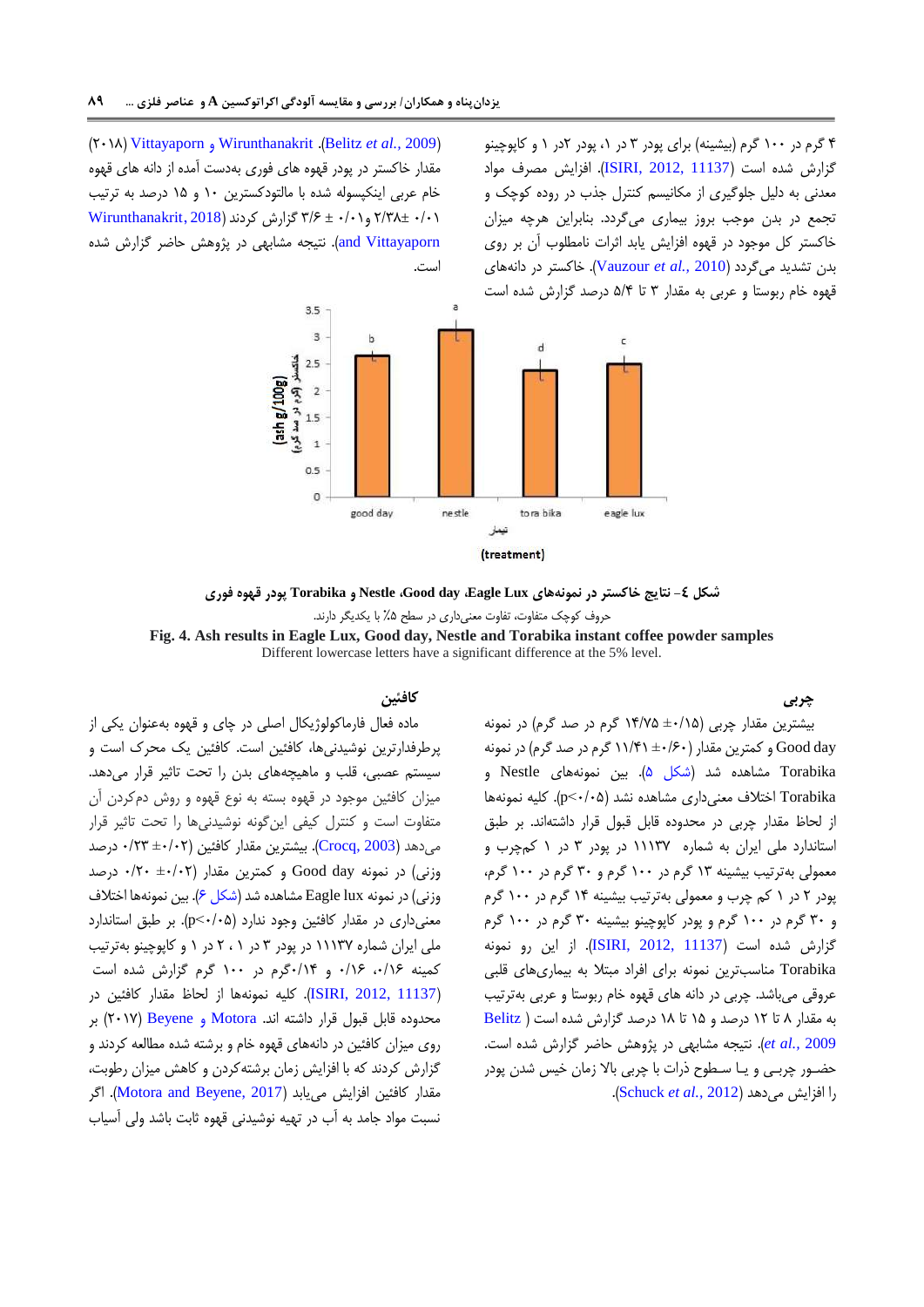۴ گرم در ۱۰۰ گرم (بیشینه) برای پودر ۳ در ۱، پودر ۲در ۱ و کاپوچینو گزارش شده است (ISIRI, 2012, 11137). افزایش مصرف مواد معدنی به دلیل جلوگیری از مکانیسم کنترل جذب در روده کوچک و تجمع در بدن موجب بروز بیماری می‌گردد. بنابراین هرچه میزان خاکستر کل موجود در قهوه افزایش یابد اثرات نامطلوب آن بر روی بدن تشدید می‌گردد (Vauzour *et al.*, 2010). خاکستر در دانه‌های قهوه خام ربوستا و عربی به مقدار ۳ تا ۵/۴ درصد گزارش شده است (Belitz *et al.*, 2009). Wirunthanakrit و Vittayaporn (۲۰۱۸) مقدار خاکستر در پودر قهوه های فوری به‌دست آمده از دانه های قهوه خام عربی اینکپسوله شده با مالتودکسترین ۱۰ و ۱۵ درصد به ترتیب ۰/۰۱ ±۲/۳۸ و۰/۰۱ ± ۳/۶ گزارش کردند (Wirunthanakrit, 2018 and Vittayaporn). نتیجه مشابهی در پژوهش حاضر گزارش شده است.

شکل ٤- نتایج خاکستر در نمونه‌های Eagle Lux، Good day، Nestle و Torabika پودر قهوه فوری

حروف کوچک متفاوت، تفاوت معنی‌داری در سطح ۵٪ با یکدیگر دارند.

**Fig. 4. Ash results in Eagle Lux, Good day, Nestle and Torabika instant coffee powder samples**

Different lowercase letters have a significant difference at the 5% level.

### چربی

بیشترین مقدار چربی (۰/۱۵± ۱۴/۷۵ گرم در صد گرم) در نمونه Good day و کمترین مقدار (۰/۶۰± ۱۱/۴۱ گرم در صد گرم) در نمونه Torabika مشاهده شد (شکل ۵). بین نمونه‌های Nestle و Torabika اختلاف معنی‌داری مشاهده نشد ($p<0.05$). کلیه نمونه‌ها از لحاظ مقدار چربی در محدوده قابل قبول قرار داشتند. بر طبق استاندارد ملی ایران به شماره ۱۱۱۳۷ در پودر ۳ در ۱ کم‌چرب و معمولی به‌ترتیب بیشینه ۱۳ گرم در ۱۰۰ گرم و ۳۰ گرم در ۱۰۰ گرم، پودر ۲ در ۱ کم چرب و معمولی به‌ترتیب بیشینه ۱۴ گرم در ۱۰۰ گرم و ۳۰ گرم در ۱۰۰ گرم و پودر کاپوچینو بیشینه ۳۰ گرم در ۱۰۰ گرم گزارش شده است (ISIRI, 2012, 11137). از این رو نمونه Torabika مناسب‌ترین نمونه برای افراد مبتلا به بیماری‌های قلبی عروقی می‌باشد. چربی در دانه های قهوه خام ربوستا و عربی به‌ترتیب به مقدار ۸ تا ۱۲ درصد و ۱۵ تا ۱۸ درصد گزارش شده است (Belitz *et al.*, 2009). نتیجه مشابهی در پژوهش حاضر گزارش شده است. حضـور چربـی و یـا سـطوح ذرات با چربی بالا زمان خیس شدن پودر را افزایش می‌دهد (Schuck *et al.*, 2012).

### کافئین

ماده فعال فارماکولوژیکال اصلی در چای و قهوه به‌عنوان یکی از پرطرفدارترین نوشیدنی‌ها، کافئین است. کافئین یک محرک است و سیستم عصبی، قلب و ماهیچه‌های بدن را تحت تاثیر قرار می‌دهد. میزان کافئین موجود در قهوه بسته به نوع قهوه و روش دم‌کردن آن متفاوت است و کنترل کیفی این‌گونه نوشیدنی‌ها را تحت تاثیر قرار می‌دهد (Crocq, 2003). بیشترین مقدار کافئین (۰/۰۲± ۰/۲۳ درصد وزنی) در نمونه Good day و کمترین مقدار (۰/۰۲± ۰/۲۰ درصد وزنی) در نمونه Eagle lux مشاهده شد (شکل ۶). بین نمونه‌ها اختلاف معنی‌داری در مقدار کافئین وجود ندارد ($p<0.05$). بر طبق استاندارد ملی ایران شماره ۱۱۱۳۷ در پودر ۳ در ۱ ، ۲ در ۱ و کاپوچینو به‌ترتیب کمینه ۰/۱۶، ۰/۱۶ و ۰/۱۴گرم در ۱۰۰ گرم گزارش شده است (ISIRI, 2012, 11137). کلیه نمونه‌ها از لحاظ مقدار کافئین در محدوده قابل قبول قرار داشته اند. Motora و Beyene (۲۰۱۷) بر روی میزان کافئین در دانه‌های قهوه خام و برشته شده مطالعه کردند و گزارش کردند که با افزایش زمان برشته‌کردن و کاهش میزان رطوبت، مقدار کافئین افزایش می‌یابد (Motora and Beyene, 2017). اگر نسبت مواد جامد به آب در تهیه نوشیدنی قهوه ثابت باشد ولی آسیاب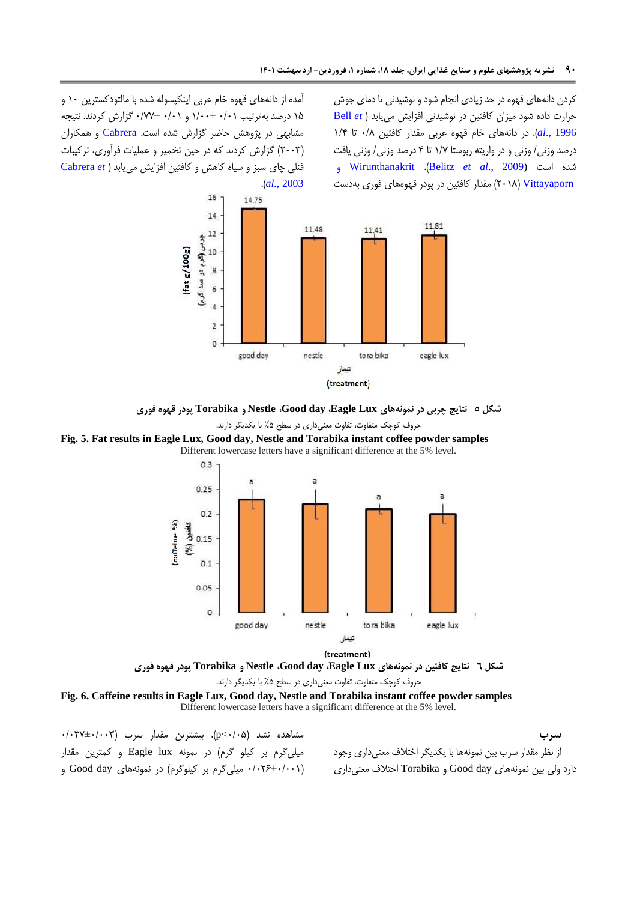کردن دانه‌های قهوه در حد زیادی انجام شود و نوشیدنی تا دمای جوش حرارت داده شود میزان کافئین در نوشیدنی افزایش می‌یابد (Bell *et al.*, 1996). در دانه‌های خام قهوه عربی مقدار کافئین ۰/۸ تا ۱/۴ درصد وزنی/ وزنی و در واریته ربوستا ۱/۷ تا ۴ درصد وزنی/ وزنی یافت شده است (Belitz *et al.*, 2009). Wirunthanakrit و Vittayaporn (۲۰۱۸) مقدار کافئین در پودر قهوه‌های فوری به‌دست آمده از دانه‌های قهوه خام عربی اینکپسوله شده با مالتودکسترین ۱۰ و ۱۵ درصد به‌ترتیب ۰/۰۱ ±۱/۰۰ و ۰/۰۱ ±۰/۷۷ گزارش کردند. نتیجه مشابهی در پژوهش حاضر گزارش شده است. Cabrera و همکاران (۲۰۰۳) گزارش کردند که در حین تخمیر و عملیات فرآوری، ترکیبات فنلی چای سبز و سیاه کاهش و کافئین افزایش می‌یابد (Cabrera *et al.*, 2003).

شکل ۵- نتایج چربی در نمونه‌های Eagle Lux، Good day، Nestle و Torabika پودر قهوه فوری

حروف کوچک متفاوت، تفاوت معنی‌داری در سطح ۵٪ با یکدیگر دارند.

**Fig. 5. Fat results in Eagle Lux, Good day, Nestle and Torabika instant coffee powder samples**

Different lowercase letters have a significant difference at the 5% level.

شکل ٦- نتایج کافئین در نمونه‌های Eagle Lux، Good day، Nestle و Torabika پودر قهوه فوری

حروف کوچک متفاوت، تفاوت معنی‌داری در سطح ۵٪ با یکدیگر دارند.

**Fig. 6. Caffeine results in Eagle Lux, Good day, Nestle and Torabika instant coffee powder samples**

Different lowercase letters have a significant difference at the 5% level.

### سرب

از نظر مقدار سرب بین نمونه‌ها با یکدیگر اختلاف معنی‌داری وجود دارد ولی بین نمونه‌های Good day و Torabika اختلاف معنی‌داری مشاهده نشد (p<۰/۰۵). بیشترین مقدار سرب (۰/۰۰۳±۰/۰۳۷ میلی‌گرم بر کیلو گرم) در نمونه Eagle lux و کمترین مقدار (۰/۰۰۱±۰/۰۲۶ میلی‌گرم بر کیلوگرم) در نمونه‌های Good day و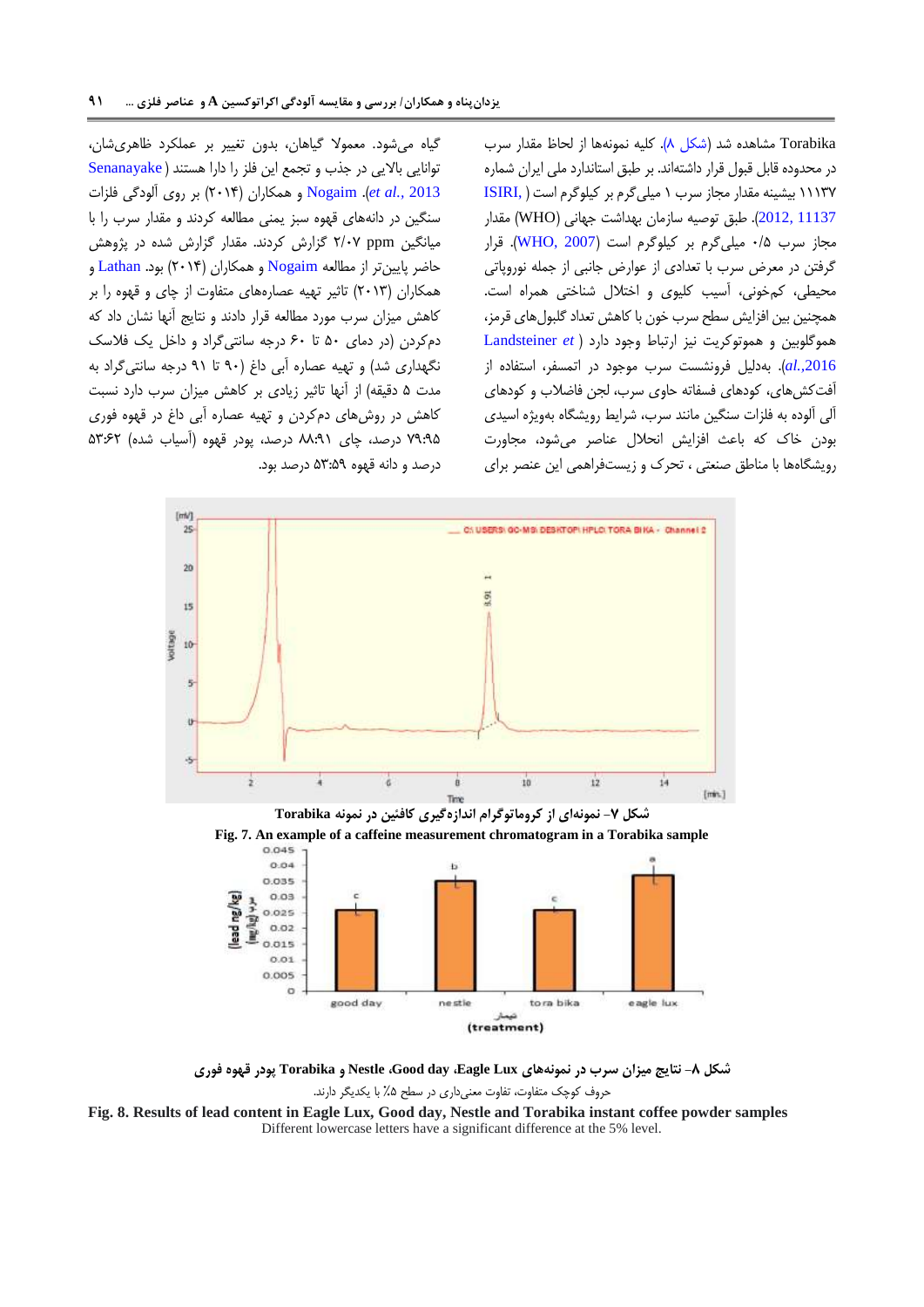Torabika مشاهده شد (شکل ۸). کلیه نمونه‌ها از لحاظ مقدار سرب در محدوده قابل قبول قرار داشتاند. بر طبق استاندارد ملی ایران شماره ۱۱۱۳۷ بیشینه مقدار مجاز سرب ۱ میلی‌گرم بر کیلوگرم است ( ISIRI, 2012, 11137). طبق توصیه سازمان بهداشت جهانی (WHO) مقدار مجاز سرب ۰/۵ میلی‌گرم بر کیلوگرم است (WHO, 2007). قرار گرفتن در معرض سرب با تعدادی از عوارض جانبی از جمله نوروپاتی محیطی، کم‌خونی، آسیب کلیوی و اختلال شناختی همراه است. همچنین بین افزایش سطح سرب خون با کاهش تعداد گلبول‌های قرمز، هموگلوبین و هموتوکریت نیز ارتباط وجود دارد ( Landsteiner *et al.*,2016). بەدلیل فرونشست سرب موجود در اتمسفر، استفاده از آفت‌کش‌های، کودهای فسفاته حاوی سرب، لجن فاضلاب و کودهای آلی آلوده به فلزات سنگین مانند سرب، شرایط رویشگاه بەویژه اسیدی بودن خاک که باعث افزایش انحلال عناصر می‌شود، مجاورت رویشگاه‌ها با مناطق صنعتی ، تحرک و زیست‌فراهمی این عنصر برای گیاه می‌شود. معمولا گیاهان، بدون تغییر بر عملکرد ظاهری‌شان، توانایی بالایی در جذب و تجمع این فلز را دارا هستند ( Senanayake *et al.*, 2013). Nogaim و همکاران (۲۰۱۴) بر روی آلودگی فلزات سنگین در دانه‌های قهوه سبز یمنی مطالعه کردند و مقدار سرب را با میانگین ppm ۲/۰۷ گزارش کردند. مقدار گزارش شده در پژوهش حاضر پایین‌تر از مطالعه Nogaim و همکاران (۲۰۱۴) بود. Lathan و همکاران (۲۰۱۳) تاثیر تهیه عصاره‌های متفاوت از چای و قهوه را بر کاهش میزان سرب مورد مطالعه قرار دادند و نتایج آنها نشان داد که دم‌کردن (در دمای ۵۰ تا ۶۰ درجه سانتی‌گراد و داخل یک فلاسک نگهداری شد) و تهیه عصاره آبی داغ (۹۰ تا ۹۱ درجه سانتی‌گراد به مدت ۵ دقیقه) از آنها تاثیر زیادی بر کاهش میزان سرب دارد نسبت کاهش در روش‌های دم‌کردن و تهیه عصاره آبی داغ در قهوه فوری ۷۹:۹۵ درصد، چای ۸۸:۹۱ درصد، پودر قهوه (آسیاب شده) ۵۳:۶۲ درصد و دانه قهوه ۵۳:۵۹ درصد بود.

شکل ۷- نمونه‌ای از کروماتوگرام اندازه‌گیری کافئین در نمونه Torabika

Fig. 7. An example of a caffeine measurement chromatogram in a Torabika sample

شکل ۸- نتایج میزان سرب در نمونه‌های Eagle Lux ،Good day ،Nestle و Torabika پودر قهوه فوری

حروف کوچک متفاوت، تفاوت معنی‌داری در سطح ۵٪ با یکدیگر دارند.

Fig. 8. Results of lead content in Eagle Lux, Good day, Nestle and Torabika instant coffee powder samples

Different lowercase letters have a significant difference at the 5% level.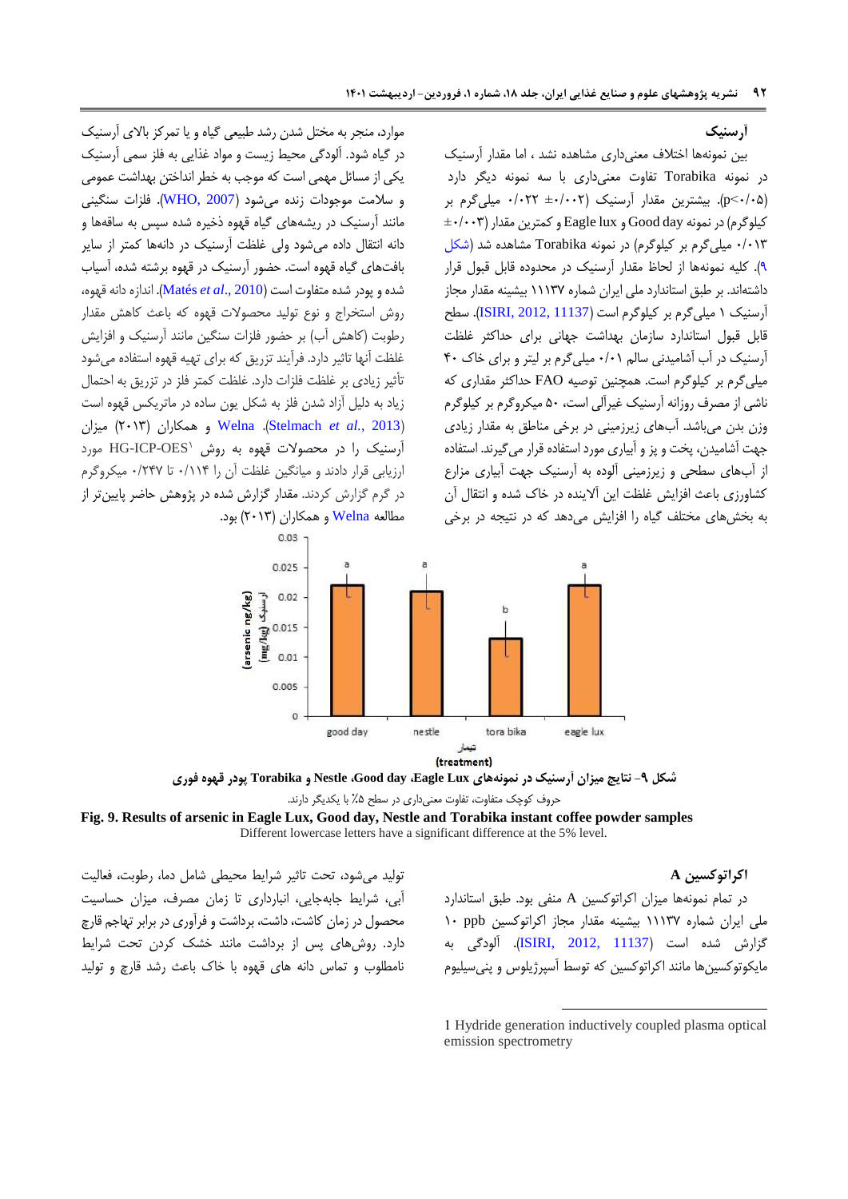### آرسنیک

بین نمونه‌ها اختلاف معنی‌داری مشاهده نشد ، اما مقدار آرسنیک در نمونه Torabika تفاوت معنی‌داری با سه نمونه دیگر دارد (p<۰/۰۵). بیشترین مقدار آرسنیک (۰/۰۰۲± ۰/۰۲۲ میلی‌گرم بر کیلوگرم) در نمونه Good day و Eagle lux و کمترین مقدار (۰/۰۰۳± ۰/۰۱۳ میلی‌گرم بر کیلوگرم) در نمونه Torabika مشاهده شد (شکل ۹). کلیه نمونه‌ها از لحاظ مقدار آرسنیک در محدوده قابل قبول قرار داشته‌اند. بر طبق استاندارد ملی ایران شماره ۱۱۱۳۷ بیشینه مقدار مجاز آرسنیک ۱ میلی‌گرم بر کیلوگرم است (ISIRI, 2012, 11137). سطح قابل قبول استاندارد سازمان بهداشت جهانی برای حداکثر غلظت آرسنیک در آب آشامیدنی سالم ۰/۰۱ میلی‌گرم بر لیتر و برای خاک ۴۰ میلی‌گرم بر کیلوگرم است. همچنین توصیه FAO حداکثر مقداری که ناشی از مصرف روزانه آرسنیک غیرآلی است، ۵۰ میکروگرم بر کیلوگرم وزن بدن می‌باشد. آب‌های زیرزمینی در برخی مناطق به مقدار زیادی جهت آشامیدن، پخت و پز و آبیاری مورد استفاده قرار می‌گیرند. استفاده از آب‌های سطحی و زیرزمینی آلوده به آرسنیک جهت آبیاری مزارع کشاورزی باعث افزایش غلظت این آلاینده در خاک شده و انتقال آن به بخش‌های مختلف گیاه را افزایش می‌دهد که در نتیجه در برخی موارد، منجر به مختل شدن رشد طبیعی گیاه و یا تمرکز بالای آرسنیک در گیاه شود. آلودگی محیط زیست و مواد غذایی به فلز سمی آرسنیک یکی از مسائل مهمی است که موجب به خطر انداختن بهداشت عمومی و سلامت موجودات زنده می‌شود (WHO, 2007). فلزات سنگینی مانند آرسنیک در ریشه‌های گیاه قهوه ذخیره شده سپس به ساقه‌ها و دانه انتقال داده می‌شود ولی غلظت آرسنیک در دانه‌ها کمتر از سایر بافت‌های گیاه قهوه است. حضور آرسنیک در قهوه برشته شده، آسیاب شده و پودر شده متفاوت است (Matés *et al*., 2010). اندازه دانه قهوه، روش استخراج و نوع تولید محصولات قهوه که باعث کاهش مقدار رطوبت (کاهش آب) بر حضور فلزات سنگین مانند آرسنیک و افزایش غلظت آنها تاثیر دارد. فرآیند تزریق که برای تهیه قهوه استفاده می‌شود تأثیر زیادی بر غلظت فلزات دارد. غلظت کمتر فلز در تزریق به احتمال زیاد به دلیل آزاد شدن فلز به شکل یون ساده در ماتریکس قهوه است (Stelmach *et al.*, 2013). Welna و همکاران (۲۰۱۳) میزان آرسنیک را در محصولات قهوه به روش HG-ICP-OES[1] مورد ارزیابی قرار دادند و میانگین غلظت آن را ۰/۱۱۴ تا ۰/۲۴۷ میکروگرم در گرم گزارش کردند. مقدار گزارش شده در پژوهش حاضر پایین‌تر از مطالعه Welna و همکاران (۲۰۱۳) بود.

| تیمار (treatment) | good day | nestle | tora bika | eagle lux |
|---|---|---|---|---|
| آرسنیک (mg/kg) (arsenic ng/kg) | ~0.022 (a) | ~0.021 (a) | ~0.013 (b) | ~0.022 (a) |

شکل ۹- نتایج میزان آرسنیک در نمونه‌های Eagle Lux، Good day، Nestle و Torabika پودر قهوه فوری

حروف کوچک متفاوت، تفاوت معنی‌داری در سطح ۵٪ با یکدیگر دارند.

**Fig. 9. Results of arsenic in Eagle Lux, Good day, Nestle and Torabika instant coffee powder samples**

Different lowercase letters have a significant difference at the 5% level.

### اکراتوکسین A

در تمام نمونه‌ها میزان اکراتوکسین A منفی بود. طبق استاندارد ملی ایران شماره ۱۱۱۳۷ بیشینه مقدار مجاز اکراتوکسین ۱۰ ppb گزارش شده است (ISIRI, 2012, 11137). آلودگی به مایکوتوکسین‌ها مانند اکراتوکسین که توسط آسپرژیلوس و پنی‌سیلیوم تولید می‌شود، تحت تاثیر شرایط محیطی شامل دما، رطوبت، فعالیت آبی، شرایط جابه‌جایی، انبارداری تا زمان مصرف، میزان حساسیت محصول در زمان کاشت، داشت، برداشت و فرآوری در برابر تهاجم قارچ دارد. روش‌های پس از برداشت مانند خشک کردن تحت شرایط نامطلوب و تماس دانه های قهوه با خاک باعث رشد قارچ و تولید

---

1 Hydride generation inductively coupled plasma optical emission spectrometry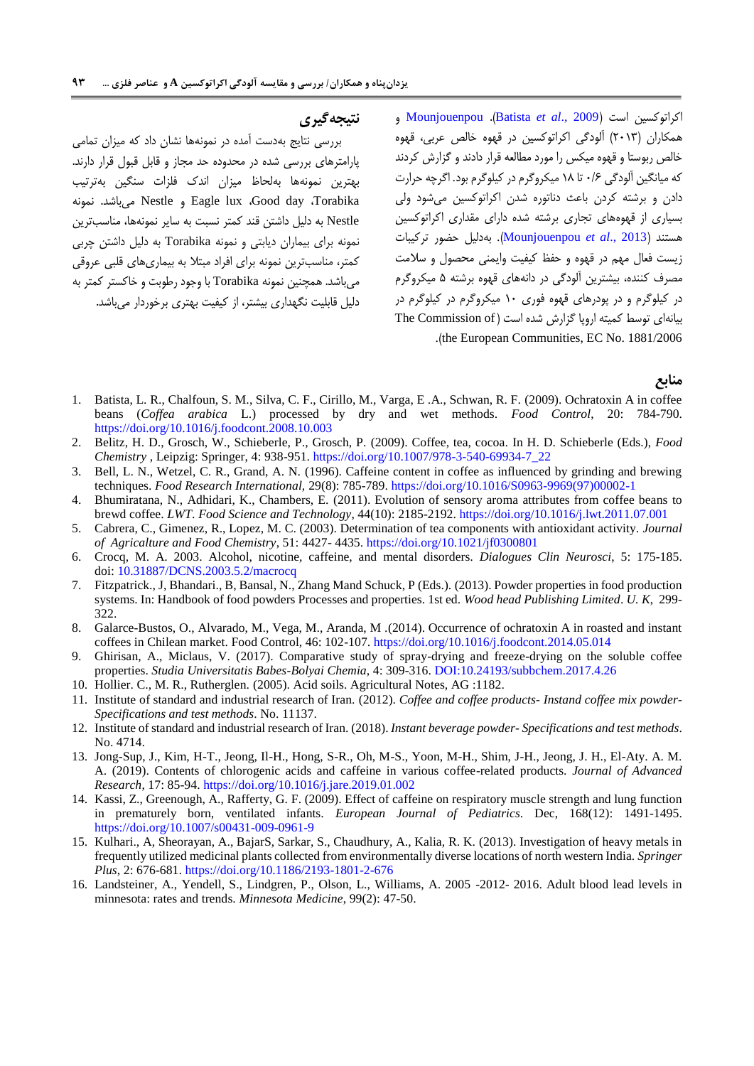اکراتوکسین است (Batista *et al*., 2009). Mounjouenpou و همکاران (۲۰۱۳) آلودگی اکراتوکسین در قهوه خالص عربی، قهوه خالص ربوستا و قهوه میکس را مورد مطالعه قرار دادند و گزارش کردند که میانگین آلودگی ۰/۶ تا ۱۸ میکروگرم در کیلوگرم بود. اگرچه حرارت دادن و برشته کردن باعث دناتوره شدن اکراتوکسین می‌شود ولی بسیاری از قهوه‌های تجاری برشته شده دارای مقداری اکراتوکسین هستند (Mounjouenpou *et al*., 2013). به‌دلیل حضور ترکیبات زیست فعال مهم در قهوه و حفظ کیفیت وایمنی محصول و سلامت مصرف کننده، بیشترین آلودگی در دانه‌های قهوه برشته ۵ میکروگرم در کیلوگرم و در پودرهای قهوه فوری ۱۰ میکروگرم در کیلوگرم در بیانه‌ای توسط کمیته اروپا گزارش شده است (The Commission of the European Communities, EC No. 1881/2006).

## نتیجه‌گیری

بررسی نتایج به‌دست آمده در نمونه‌ها نشان داد که میزان تمامی پارامترهای بررسی شده در محدوده حد مجاز و قابل قبول قرار دارند. بهترین نمونه‌ها به‌لحاظ میزان اندک فلزات سنگین به‌ترتیب Torabika، Good day، Eagle lux و Nestle می‌باشد. نمونه Nestle به دلیل داشتن قند کمتر نسبت به سایر نمونه‌ها، مناسب‌ترین نمونه برای بیماران دیابتی و نمونه Torabika به دلیل داشتن چربی کمتر، مناسب‌ترین نمونه برای افراد مبتلا به بیماری‌های قلبی عروقی می‌باشد. همچنین نمونه Torabika با وجود رطوبت و خاکستر کمتر به دلیل قابلیت نگهداری بیشتر، از کیفیت بهتری برخوردار می‌باشد.

## منابع

1. Batista, L. R., Chalfoun, S. M., Silva, C. F., Cirillo, M., Varga, E .A., Schwan, R. F. (2009). Ochratoxin A in coffee beans (*Coffea arabica* L.) processed by dry and wet methods. *Food Control*, 20: 784-790. https://doi.org/10.1016/j.foodcont.2008.10.003
2. Belitz, H. D., Grosch, W., Schieberle, P., Grosch, P. (2009). Coffee, tea, cocoa. In H. D. Schieberle (Eds.), *Food Chemistry* , Leipzig: Springer, 4: 938-951. https://doi.org/10.1007/978-3-540-69934-7_22
3. Bell, L. N., Wetzel, C. R., Grand, A. N. (1996). Caffeine content in coffee as influenced by grinding and brewing techniques. *Food Research International*, 29(8): 785-789. https://doi.org/10.1016/S0963-9969(97)00002-1
4. Bhumiratana, N., Adhidari, K., Chambers, E. (2011). Evolution of sensory aroma attributes from coffee beans to brewd coffee. *LWT. Food Science and Technology*, 44(10): 2185-2192. https://doi.org/10.1016/j.lwt.2011.07.001
5. Cabrera, C., Gimenez, R., Lopez, M. C. (2003). Determination of tea components with antioxidant activity. *Journal of Agricalture and Food Chemistry*, 51: 4427- 4435. https://doi.org/10.1021/jf0300801
6. Crocq, M. A. 2003. Alcohol, nicotine, caffeine, and mental disorders. *Dialogues Clin Neurosci*, 5: 175-185. doi: 10.31887/DCNS.2003.5.2/macrocq
7. Fitzpatrick., J, Bhandari., B, Bansal, N., Zhang Mand Schuck, P (Eds.). (2013). Powder properties in food production systems. In: Handbook of food powders Processes and properties. 1st ed. *Wood head Publishing Limited*. *U. K*, 299-322.
8. Galarce-Bustos, O., Alvarado, M., Vega, M., Aranda, M .(2014). Occurrence of ochratoxin A in roasted and instant coffees in Chilean market. Food Control, 46: 102-107. https://doi.org/10.1016/j.foodcont.2014.05.014
9. Ghirisan, A., Miclaus, V. (2017). Comparative study of spray-drying and freeze-drying on the soluble coffee properties. *Studia Universitatis Babes-Bolyai Chemia*, 4: 309-316. DOI:10.24193/subbchem.2017.4.26
10. Hollier. C., M. R., Rutherglen. (2005). Acid soils. Agricultural Notes, AG :1182.
11. Institute of standard and industrial research of Iran. (2012). *Coffee and coffee products- Instand coffee mix powder- Specifications and test methods*. No. 11137.
12. Institute of standard and industrial research of Iran. (2018). *Instant beverage powder- Specifications and test methods*. No. 4714.
13. Jong-Sup, J., Kim, H-T., Jeong, Il-H., Hong, S-R., Oh, M-S., Yoon, M-H., Shim, J-H., Jeong, J. H., El-Aty. A. M. A. (2019). Contents of chlorogenic acids and caffeine in various coffee-related products. *Journal of Advanced Research*, 17: 85-94. https://doi.org/10.1016/j.jare.2019.01.002
14. Kassi, Z., Greenough, A., Rafferty, G. F. (2009). Effect of caffeine on respiratory muscle strength and lung function in prematurely born, ventilated infants. *European Journal of Pediatrics*. Dec, 168(12): 1491-1495. https://doi.org/10.1007/s00431-009-0961-9
15. Kulhari., A, Sheorayan, A., BajarS, Sarkar, S., Chaudhury, A., Kalia, R. K. (2013). Investigation of heavy metals in frequently utilized medicinal plants collected from environmentally diverse locations of north western India. *Springer Plus*, 2: 676-681. https://doi.org/10.1186/2193-1801-2-676
16. Landsteiner, A., Yendell, S., Lindgren, P., Olson, L., Williams, A. 2005 -2012- 2016. Adult blood lead levels in minnesota: rates and trends. *Minnesota Medicine*, 99(2): 47-50.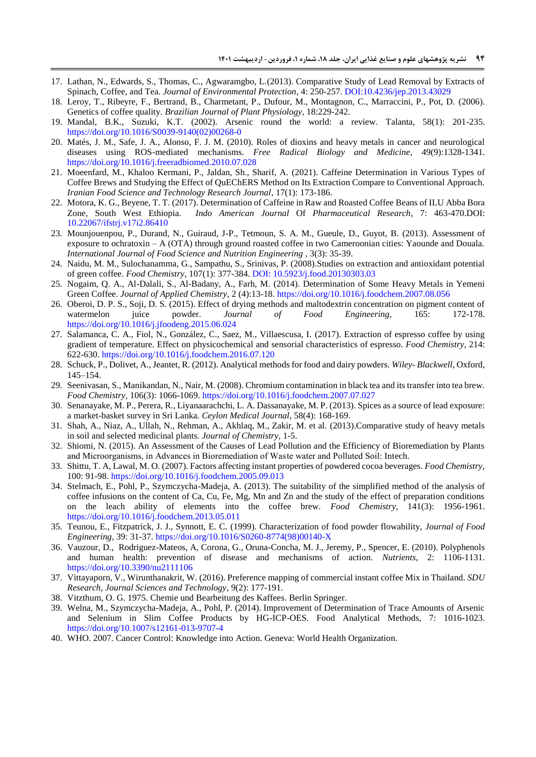17. Lathan, N., Edwards, S., Thomas, C., Agwaramgbo, L.(2013). Comparative Study of Lead Removal by Extracts of Spinach, Coffee, and Tea. *Journal of Environmental Protection*, 4: 250-257. DOI:10.4236/jep.2013.43029
18. Leroy, T., Ribeyre, F., Bertrand, B., Charmetant, P., Dufour, M., Montagnon, C., Marraccini, P., Pot, D. (2006). Genetics of coffee quality. *Brazilian Journal of Plant Physiology*, 18:229-242.
19. Mandal, B.K., Suzuki, K.T. (2002). Arsenic round the world: a review. Talanta, 58(1): 201-235. https://doi.org/10.1016/S0039-9140(02)00268-0
20. Matés, J. M., Safe, J. A., Alonso, F. J. M. (2010). Roles of dioxins and heavy metals in cancer and neurological diseases using ROS-mediated mechanisms. *Free Radical Biology and Medicine*, 49(9):1328-1341. https://doi.org/10.1016/j.freeradbiomed.2010.07.028
21. Moeenfard, M., Khaloo Kermani, P., Jaldan, Sh., Sharif, A. (2021). Caffeine Determination in Various Types of Coffee Brews and Studying the Effect of QuEChERS Method on Its Extraction Compare to Conventional Approach. *Iranian Food Science and Technology Research Journal*, 17(1): 173-186.
22. Motora, K. G., Beyene, T. T. (2017). Determination of Caffeine in Raw and Roasted Coffee Beans of ILU Abba Bora Zone, South West Ethiopia. *Indo American Journal Of Pharmaceutical Research*, 7: 463-470.DOI: 10.22067/ifstrj.v17i2.86410
23. Mounjouenpou, P., Durand, N., Guiraud, J-P., Tetmoun, S. A. M., Gueule, D., Guyot, B. (2013). Assessment of exposure to ochratoxin – A (OTA) through ground roasted coffee in two Cameroonian cities: Yaounde and Douala. *International Journal of Food Science and Nutrition Engineering* , 3(3): 35-39.
24. Naidu, M. M., Sulochanamma, G., Sampathu, S., Srinivas, P. (2008).Studies on extraction and antioxidant potential of green coffee. *Food Chemistry*, 107(1): 377-384. DOI: 10.5923/j.food.20130303.03
25. Nogaim, Q. A., Al-Dalali, S., Al-Badany, A., Farh, M. (2014). Determination of Some Heavy Metals in Yemeni Green Coffee. *Journal of Applied Chemistry*, 2 (4):13-18. https://doi.org/10.1016/j.foodchem.2007.08.056
26. Oberoi, D. P. S., Soji, D. S. (2015). Effect of drying methods and maltodextrin concentration on pigment content of watermelon juice powder. *Journal of Food Engineering*, 165: 172-178. https://doi.org/10.1016/j.jfoodeng.2015.06.024
27. Salamanca, C. A., Fiol, N., González, C., Saez, M., Villaescusa, I. (2017). Extraction of espresso coffee by using gradient of temperature. Effect on physicochemical and sensorial characteristics of espresso. *Food Chemistry*, 214: 622-630. https://doi.org/10.1016/j.foodchem.2016.07.120
28. Schuck, P., Dolivet, A., Jeantet, R. (2012). Analytical methods for food and dairy powders. *Wiley- Blackwell*, Oxford, 145–154.
29. Seenivasan, S., Manikandan, N., Nair, M. (2008). Chromium contamination in black tea and its transfer into tea brew. *Food Chemistry*, 106(3): 1066-1069. https://doi.org/10.1016/j.foodchem.2007.07.027
30. Senanayake, M. P., Perera, R., Liyanaarachchi, L. A. Dassanayake, M. P. (2013). Spices as a source of lead exposure: a market-basket survey in Sri Lanka. *Ceylon Medical Journal*, 58(4): 168-169.
31. Shah, A., Niaz, A., Ullah, N., Rehman, A., Akhlaq, M., Zakir, M. et al. (2013).Comparative study of heavy metals in soil and selected medicinal plants. *Journal of Chemistry*, 1-5.
32. Shiomi, N. (2015). An Assessment of the Causes of Lead Pollution and the Efficiency of Bioremediation by Plants and Microorganisms, in Advances in Bioremediation of Waste water and Polluted Soil: Intech.
33. Shittu, T. A, Lawal, M. O. (2007). Factors affecting instant properties of powdered cocoa beverages. *Food Chemistry*, 100: 91-98. https://doi.org/10.1016/j.foodchem.2005.09.013
34. Stelmach, E., Pohl, P., Szymczycha-Madeja, A. (2013). The suitability of the simplified method of the analysis of coffee infusions on the content of Ca, Cu, Fe, Mg, Mn and Zn and the study of the effect of preparation conditions on the leach ability of elements into the coffee brew. *Food Chemistry*, 141(3): 1956-1961. https://doi.org/10.1016/j.foodchem.2013.05.011
35. Teunou, E., Fitzpatrick, J. J., Synnott, E. C. (1999). Characterization of food powder flowability, *Journal of Food Engineering*, 39: 31-37. https://doi.org/10.1016/S0260-8774(98)00140-X
36. Vauzour, D., Rodriguez-Mateos, A, Corona, G., Oruna-Concha, M. J., Jeremy, P., Spencer, E. (2010). Polyphenols and human health: prevention of disease and mechanisms of action. *Nutrients*, 2: 1106-1131. https://doi.org/10.3390/nu2111106
37. Vittayaporn, V., Wirunthanakrit, W. (2016). Preference mapping of commercial instant coffee Mix in Thailand. *SDU Research, Journal Sciences and Technology*, 9(2): 177-191.
38. Vitzthum, O. G. 1975. Chemie und Bearbeitung des Kaffees. Berlin Springer.
39. Welna, M., Szymczycha-Madeja, A., Pohl, P. (2014). Improvement of Determination of Trace Amounts of Arsenic and Selenium in Slim Coffee Products by HG-ICP-OES. Food Analytical Methods, 7: 1016-1023. https://doi.org/10.1007/s12161-013-9707-4
40. WHO. 2007. Cancer Control: Knowledge into Action. Geneva: World Health Organization.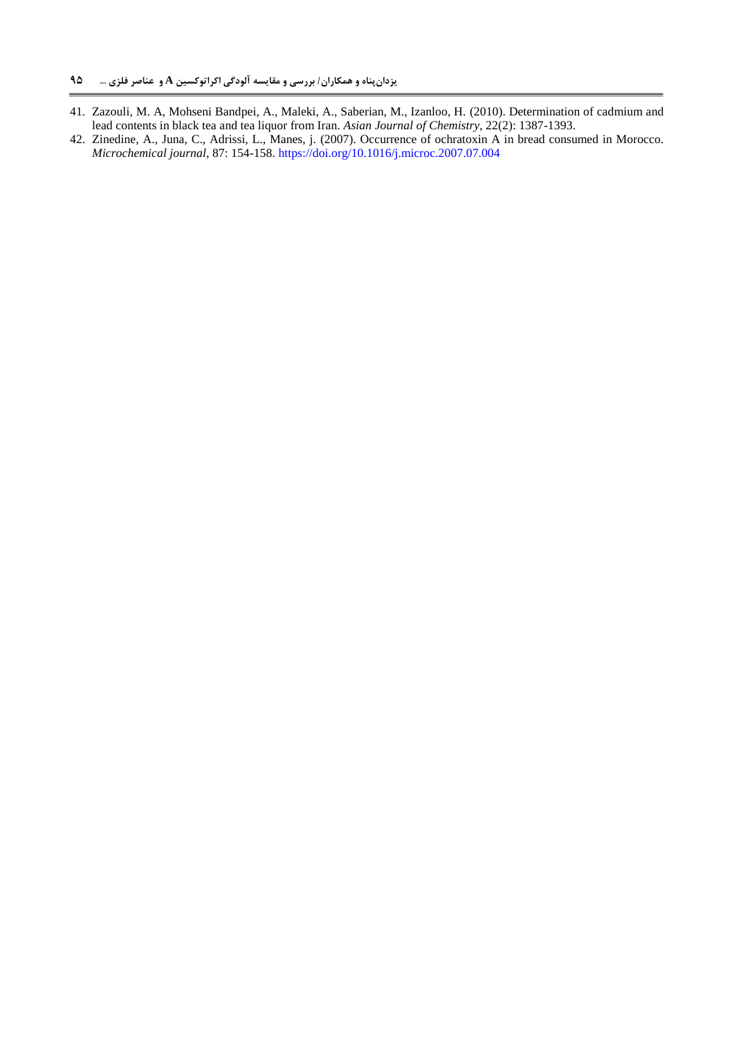41. Zazouli, M. A, Mohseni Bandpei, A., Maleki, A., Saberian, M., Izanloo, H. (2010). Determination of cadmium and lead contents in black tea and tea liquor from Iran. *Asian Journal of Chemistry*, 22(2): 1387-1393.
42. Zinedine, A., Juna, C., Adrissi, L., Manes, j. (2007). Occurrence of ochratoxin A in bread consumed in Morocco. *Microchemical journal*, 87: 154-158. https://doi.org/10.1016/j.microc.2007.07.004